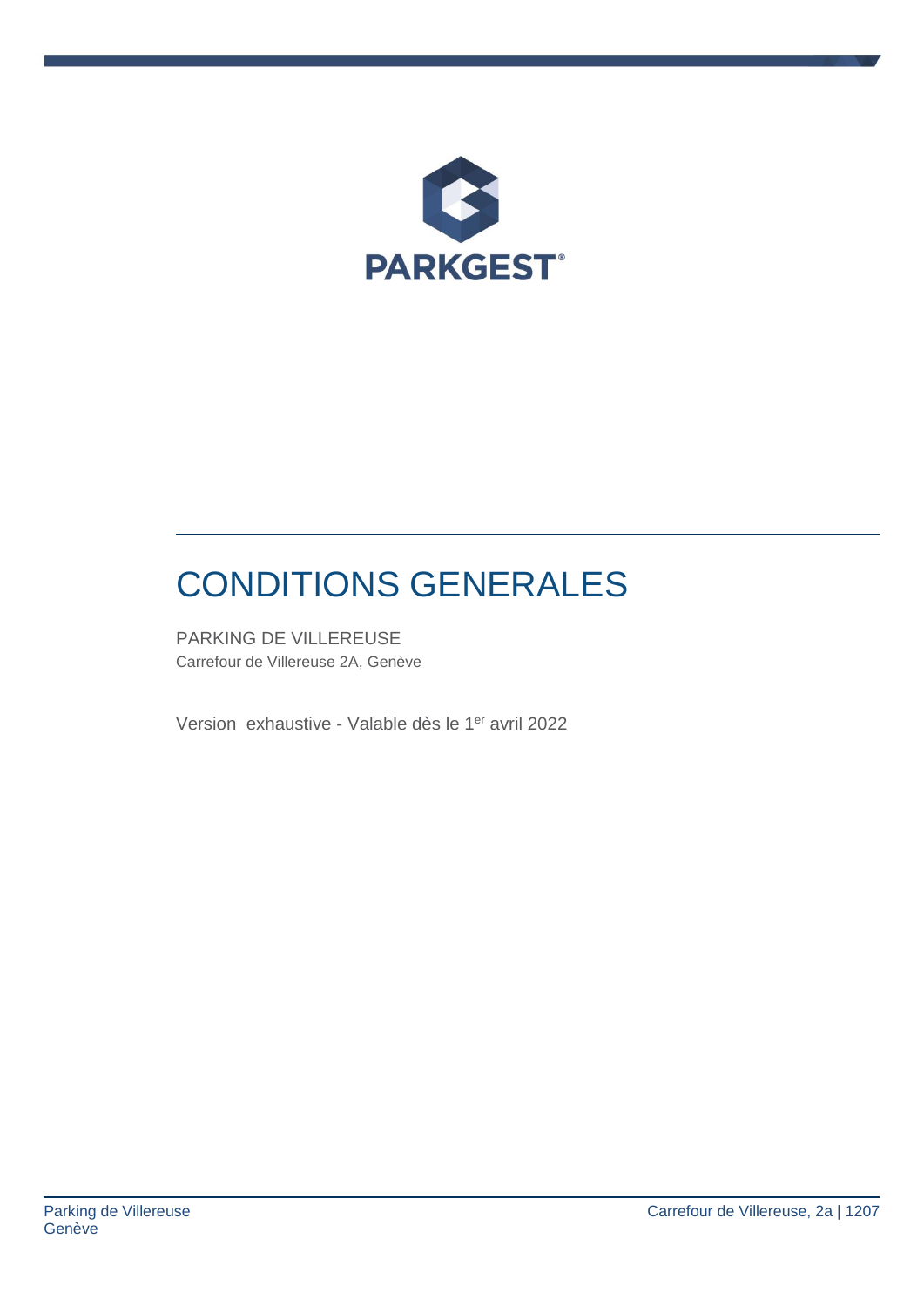PARKGEST®

# CONDITIONS GENERALES

PARKING DE VILLEREUSE

Carrefour de Villereuse 2A, Genève

Version exhaustive - Valable dès le 1er avril 2022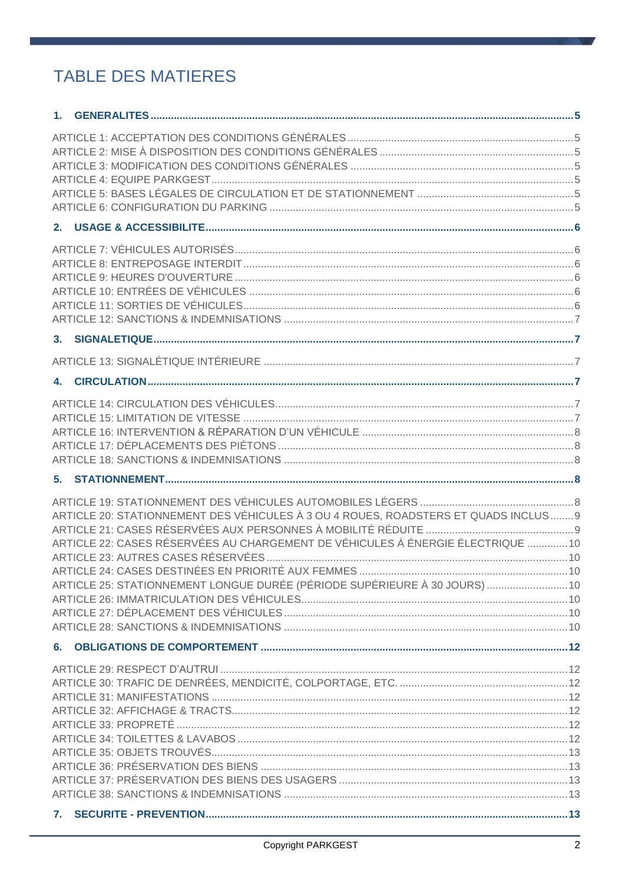# TABLE DES MATIERES

**1. GENERALITES** .......... 5

ARTICLE 1: ACCEPTATION DES CONDITIONS GÉNÉRALES .......... 5
ARTICLE 2: MISE À DISPOSITION DES CONDITIONS GÉNÉRALES .......... 5
ARTICLE 3: MODIFICATION DES CONDITIONS GÉNÉRALES .......... 5
ARTICLE 4: EQUIPE PARKGEST .......... 5
ARTICLE 5: BASES LÉGALES DE CIRCULATION ET DE STATIONNEMENT .......... 5
ARTICLE 6: CONFIGURATION DU PARKING .......... 5

**2. USAGE & ACCESSIBILITE** .......... 6

ARTICLE 7: VÉHICULES AUTORISÉS .......... 6
ARTICLE 8: ENTREPOSAGE INTERDIT .......... 6
ARTICLE 9: HEURES D'OUVERTURE .......... 6
ARTICLE 10: ENTRÉES DE VÉHICULES .......... 6
ARTICLE 11: SORTIES DE VÉHICULES .......... 6
ARTICLE 12: SANCTIONS & INDEMNISATIONS .......... 7

**3. SIGNALETIQUE** .......... 7

ARTICLE 13: SIGNALÉTIQUE INTÉRIEURE .......... 7

**4. CIRCULATION** .......... 7

ARTICLE 14: CIRCULATION DES VÉHICULES .......... 7
ARTICLE 15: LIMITATION DE VITESSE .......... 7
ARTICLE 16: INTERVENTION & RÉPARATION D'UN VÉHICULE .......... 8
ARTICLE 17: DÉPLACEMENTS DES PIÉTONS .......... 8
ARTICLE 18: SANCTIONS & INDEMNISATIONS .......... 8

**5. STATIONNEMENT** .......... 8

ARTICLE 19: STATIONNEMENT DES VÉHICULES AUTOMOBILES LÉGERS .......... 8
ARTICLE 20: STATIONNEMENT DES VÉHICULES À 3 OU 4 ROUES, ROADSTERS ET QUADS INCLUS .......... 9
ARTICLE 21: CASES RÉSERVÉES AUX PERSONNES À MOBILITÉ RÉDUITE .......... 9
ARTICLE 22: CASES RÉSERVÉES AU CHARGEMENT DE VÉHICULES À ÉNERGIE ÉLECTRIQUE .......... 10
ARTICLE 23: AUTRES CASES RÉSERVÉES .......... 10
ARTICLE 24: CASES DESTINÉES EN PRIORITÉ AUX FEMMES .......... 10
ARTICLE 25: STATIONNEMENT LONGUE DURÉE (PÉRIODE SUPÉRIEURE À 30 JOURS) .......... 10
ARTICLE 26: IMMATRICULATION DES VÉHICULES .......... 10
ARTICLE 27: DÉPLACEMENT DES VÉHICULES .......... 10
ARTICLE 28: SANCTIONS & INDEMNISATIONS .......... 10

**6. OBLIGATIONS DE COMPORTEMENT** .......... 12

ARTICLE 29: RESPECT D'AUTRUI .......... 12
ARTICLE 30: TRAFIC DE DENRÉES, MENDICITÉ, COLPORTAGE, ETC. .......... 12
ARTICLE 31: MANIFESTATIONS .......... 12
ARTICLE 32: AFFICHAGE & TRACTS .......... 12
ARTICLE 33: PROPRETÉ .......... 12
ARTICLE 34: TOILETTES & LAVABOS .......... 12
ARTICLE 35: OBJETS TROUVÉS .......... 13
ARTICLE 36: PRÉSERVATION DES BIENS .......... 13
ARTICLE 37: PRÉSERVATION DES BIENS DES USAGERS .......... 13
ARTICLE 38: SANCTIONS & INDEMNISATIONS .......... 13

**7. SECURITE - PREVENTION** .......... 13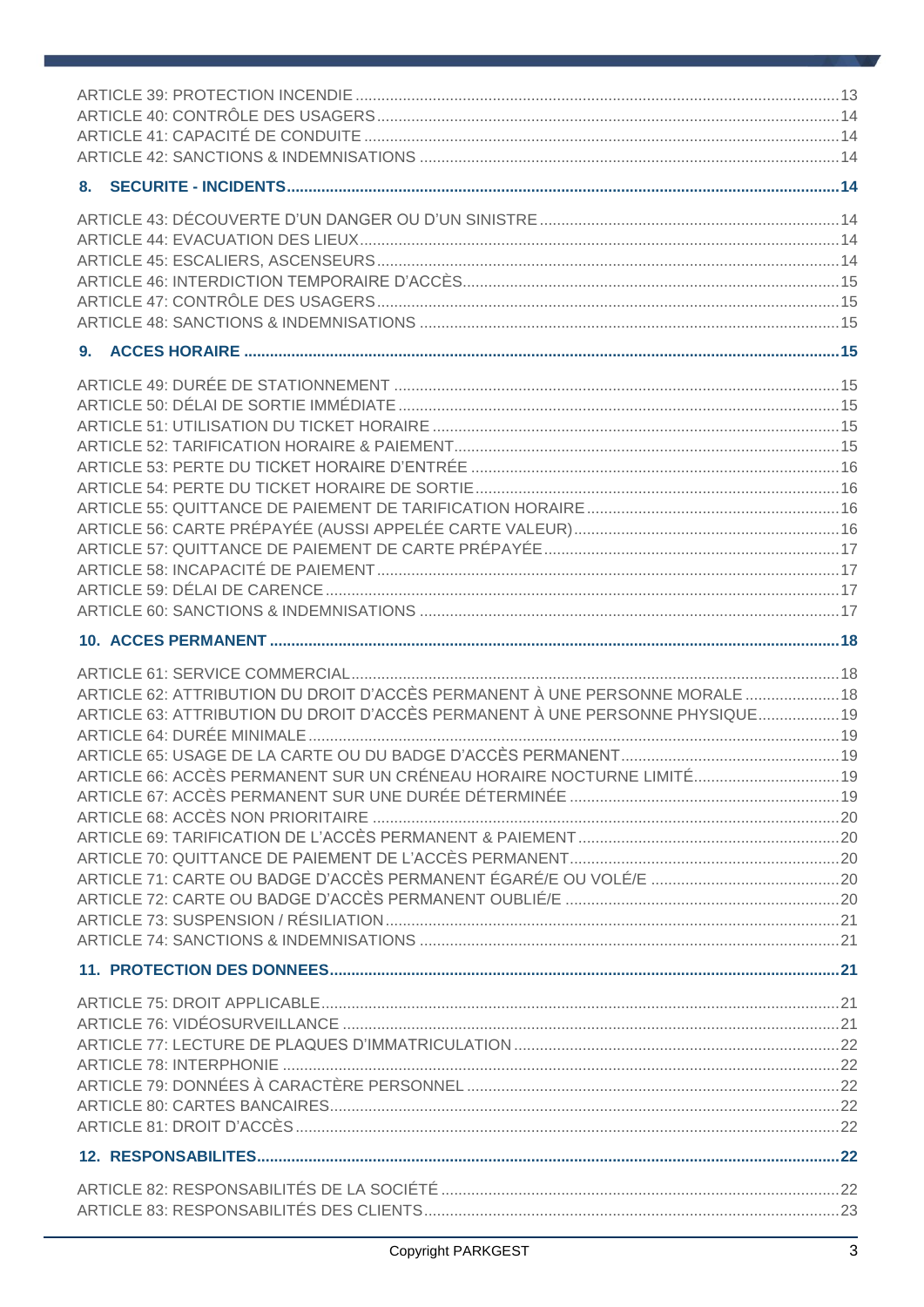ARTICLE 39: PROTECTION INCENDIE ........................................................................................................ 13
ARTICLE 40: CONTRÔLE DES USAGERS ................................................................................................ 14
ARTICLE 41: CAPACITÉ DE CONDUITE ................................................................................................... 14
ARTICLE 42: SANCTIONS & INDEMNISATIONS ...................................................................................... 14

**8. SECURITE - INCIDENTS ............................................................................................................................ 14**

ARTICLE 43: DÉCOUVERTE D'UN DANGER OU D'UN SINISTRE ............................................................ 14
ARTICLE 44: EVACUATION DES LIEUX ................................................................................................... 14
ARTICLE 45: ESCALIERS, ASCENSEURS ................................................................................................ 14
ARTICLE 46: INTERDICTION TEMPORAIRE D'ACCÈS ............................................................................ 15
ARTICLE 47: CONTRÔLE DES USAGERS ................................................................................................ 15
ARTICLE 48: SANCTIONS & INDEMNISATIONS ...................................................................................... 15

**9. ACCES HORAIRE ...................................................................................................................................... 15**

ARTICLE 49: DURÉE DE STATIONNEMENT ............................................................................................ 15
ARTICLE 50: DÉLAI DE SORTIE IMMÉDIATE .......................................................................................... 15
ARTICLE 51: UTILISATION DU TICKET HORAIRE ................................................................................... 15
ARTICLE 52: TARIFICATION HORAIRE & PAIEMENT ............................................................................. 15
ARTICLE 53: PERTE DU TICKET HORAIRE D'ENTRÉE .......................................................................... 16
ARTICLE 54: PERTE DU TICKET HORAIRE DE SORTIE ......................................................................... 16
ARTICLE 55: QUITTANCE DE PAIEMENT DE TARIFICATION HORAIRE ............................................... 16
ARTICLE 56: CARTE PRÉPAYÉE (AUSSI APPELÉE CARTE VALEUR) .................................................. 16
ARTICLE 57: QUITTANCE DE PAIEMENT DE CARTE PRÉPAYÉE ......................................................... 17
ARTICLE 58: INCAPACITÉ DE PAIEMENT ............................................................................................... 17
ARTICLE 59: DÉLAI DE CARENCE ........................................................................................................... 17
ARTICLE 60: SANCTIONS & INDEMNISATIONS ...................................................................................... 17

**10. ACCES PERMANENT ............................................................................................................................... 18**

ARTICLE 61: SERVICE COMMERCIAL ..................................................................................................... 18
ARTICLE 62: ATTRIBUTION DU DROIT D'ACCÈS PERMANENT À UNE PERSONNE MORALE ............ 18
ARTICLE 63: ATTRIBUTION DU DROIT D'ACCÈS PERMANENT À UNE PERSONNE PHYSIQUE ......... 19
ARTICLE 64: DURÉE MINIMALE ............................................................................................................... 19
ARTICLE 65: USAGE DE LA CARTE OU DU BADGE D'ACCÈS PERMANENT ....................................... 19
ARTICLE 66: ACCÈS PERMANENT SUR UN CRÉNEAU HORAIRE NOCTURNE LIMITÉ ....................... 19
ARTICLE 67: ACCÈS PERMANENT SUR UNE DURÉE DÉTERMINÉE .................................................... 19
ARTICLE 68: ACCÈS NON PRIORITAIRE ................................................................................................. 20
ARTICLE 69: TARIFICATION DE L'ACCÈS PERMANENT & PAIEMENT ................................................. 20
ARTICLE 70: QUITTANCE DE PAIEMENT DE L'ACCÈS PERMANENT ................................................... 20
ARTICLE 71: CARTE OU BADGE D'ACCÈS PERMANENT ÉGARÉ/E OU VOLÉ/E ................................. 20
ARTICLE 72: CARTE OU BADGE D'ACCÈS PERMANENT OUBLIÉ/E ..................................................... 20
ARTICLE 73: SUSPENSION / RÉSILIATION ............................................................................................. 21
ARTICLE 74: SANCTIONS & INDEMNISATIONS ...................................................................................... 21

**11. PROTECTION DES DONNEES ................................................................................................................ 21**

ARTICLE 75: DROIT APPLICABLE ............................................................................................................ 21
ARTICLE 76: VIDÉOSURVEILLANCE ........................................................................................................ 21
ARTICLE 77: LECTURE DE PLAQUES D'IMMATRICULATION ................................................................ 22
ARTICLE 78: INTERPHONIE ..................................................................................................................... 22
ARTICLE 79: DONNÉES À CARACTÈRE PERSONNEL ........................................................................... 22
ARTICLE 80: CARTES BANCAIRES .......................................................................................................... 22
ARTICLE 81: DROIT D'ACCÈS .................................................................................................................. 22

**12. RESPONSABILITES ................................................................................................................................. 22**

ARTICLE 82: RESPONSABILITÉS DE LA SOCIÉTÉ ................................................................................ 22
ARTICLE 83: RESPONSABILITÉS DES CLIENTS ..................................................................................... 23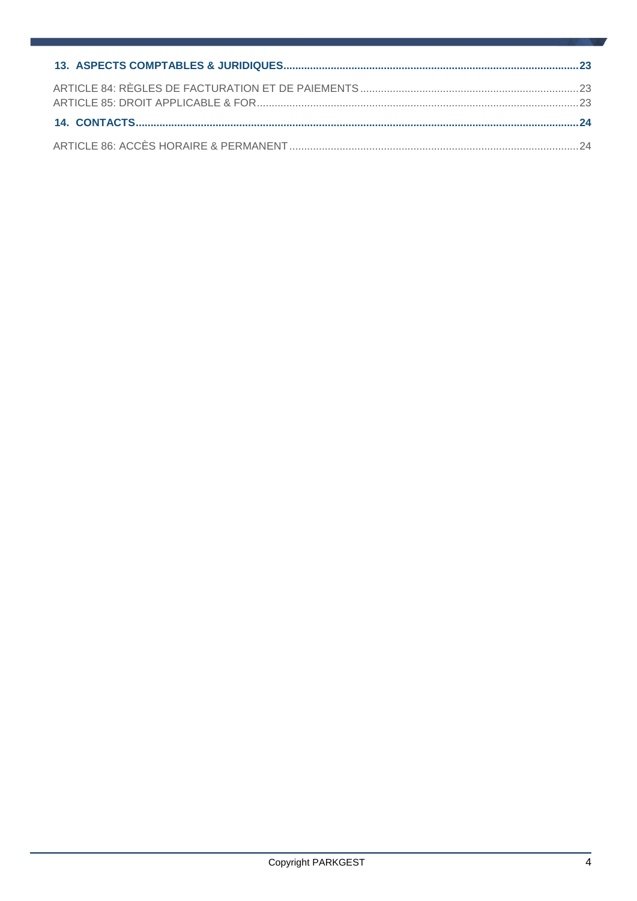**13. ASPECTS COMPTABLES & JURIDIQUES....................................................................................................23**

ARTICLE 84: RÈGLES DE FACTURATION ET DE PAIEMENTS.........................................................................23
ARTICLE 85: DROIT APPLICABLE & FOR...........................................................................................................23

**14. CONTACTS....................................................................................................................................................24**

ARTICLE 86: ACCÈS HORAIRE & PERMANENT................................................................................................24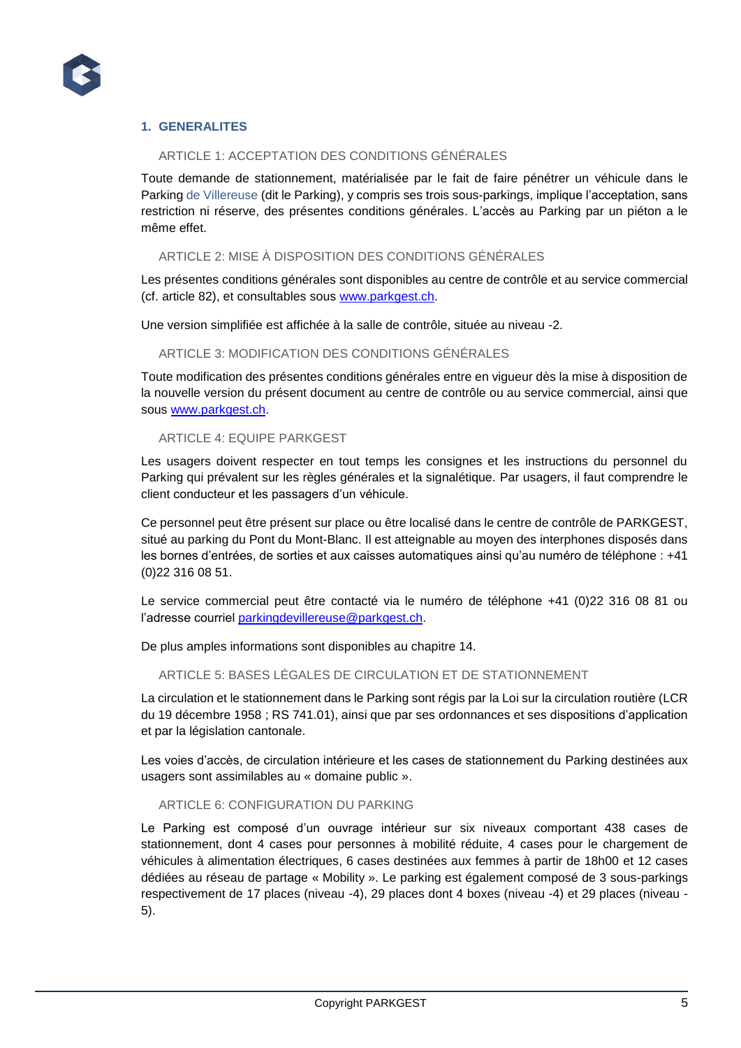## 1. GENERALITES

### ARTICLE 1: ACCEPTATION DES CONDITIONS GÉNÉRALES

Toute demande de stationnement, matérialisée par le fait de faire pénétrer un véhicule dans le Parking de Villereuse (dit le Parking), y compris ses trois sous-parkings, implique l'acceptation, sans restriction ni réserve, des présentes conditions générales. L'accès au Parking par un piéton a le même effet.

### ARTICLE 2: MISE À DISPOSITION DES CONDITIONS GÉNÉRALES

Les présentes conditions générales sont disponibles au centre de contrôle et au service commercial (cf. article 82), et consultables sous www.parkgest.ch.

Une version simplifiée est affichée à la salle de contrôle, située au niveau -2.

### ARTICLE 3: MODIFICATION DES CONDITIONS GÉNÉRALES

Toute modification des présentes conditions générales entre en vigueur dès la mise à disposition de la nouvelle version du présent document au centre de contrôle ou au service commercial, ainsi que sous www.parkgest.ch.

### ARTICLE 4: EQUIPE PARKGEST

Les usagers doivent respecter en tout temps les consignes et les instructions du personnel du Parking qui prévalent sur les règles générales et la signalétique. Par usagers, il faut comprendre le client conducteur et les passagers d'un véhicule.

Ce personnel peut être présent sur place ou être localisé dans le centre de contrôle de PARKGEST, situé au parking du Pont du Mont-Blanc. Il est atteignable au moyen des interphones disposés dans les bornes d'entrées, de sorties et aux caisses automatiques ainsi qu'au numéro de téléphone : +41 (0)22 316 08 51.

Le service commercial peut être contacté via le numéro de téléphone +41 (0)22 316 08 81 ou l'adresse courriel parkingdevillereuse@parkgest.ch.

De plus amples informations sont disponibles au chapitre 14.

### ARTICLE 5: BASES LÉGALES DE CIRCULATION ET DE STATIONNEMENT

La circulation et le stationnement dans le Parking sont régis par la Loi sur la circulation routière (LCR du 19 décembre 1958 ; RS 741.01), ainsi que par ses ordonnances et ses dispositions d'application et par la législation cantonale.

Les voies d'accès, de circulation intérieure et les cases de stationnement du Parking destinées aux usagers sont assimilables au « domaine public ».

### ARTICLE 6: CONFIGURATION DU PARKING

Le Parking est composé d'un ouvrage intérieur sur six niveaux comportant 438 cases de stationnement, dont 4 cases pour personnes à mobilité réduite, 4 cases pour le chargement de véhicules à alimentation électriques, 6 cases destinées aux femmes à partir de 18h00 et 12 cases dédiées au réseau de partage « Mobility ». Le parking est également composé de 3 sous-parkings respectivement de 17 places (niveau -4), 29 places dont 4 boxes (niveau -4) et 29 places (niveau -5).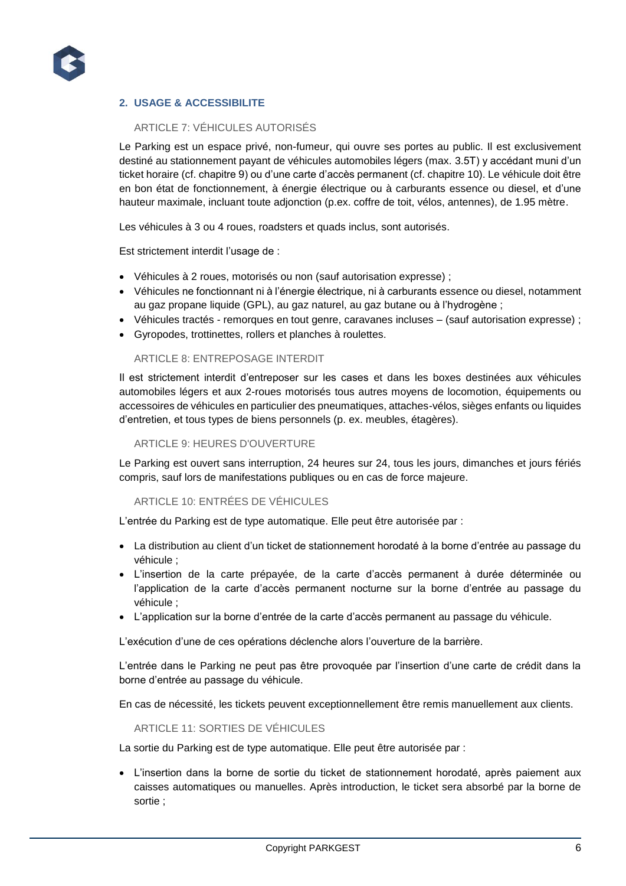## 2. USAGE & ACCESSIBILITE

### ARTICLE 7: VÉHICULES AUTORISÉS

Le Parking est un espace privé, non-fumeur, qui ouvre ses portes au public. Il est exclusivement destiné au stationnement payant de véhicules automobiles légers (max. 3.5T) y accédant muni d'un ticket horaire (cf. chapitre 9) ou d'une carte d'accès permanent (cf. chapitre 10). Le véhicule doit être en bon état de fonctionnement, à énergie électrique ou à carburants essence ou diesel, et d'une hauteur maximale, incluant toute adjonction (p.ex. coffre de toit, vélos, antennes), de 1.95 mètre.

Les véhicules à 3 ou 4 roues, roadsters et quads inclus, sont autorisés.

Est strictement interdit l'usage de :

- Véhicules à 2 roues, motorisés ou non (sauf autorisation expresse) ;
- Véhicules ne fonctionnant ni à l'énergie électrique, ni à carburants essence ou diesel, notamment au gaz propane liquide (GPL), au gaz naturel, au gaz butane ou à l'hydrogène ;
- Véhicules tractés - remorques en tout genre, caravanes incluses – (sauf autorisation expresse) ;
- Gyropodes, trottinettes, rollers et planches à roulettes.

### ARTICLE 8: ENTREPOSAGE INTERDIT

Il est strictement interdit d'entreposer sur les cases et dans les boxes destinées aux véhicules automobiles légers et aux 2-roues motorisés tous autres moyens de locomotion, équipements ou accessoires de véhicules en particulier des pneumatiques, attaches-vélos, sièges enfants ou liquides d'entretien, et tous types de biens personnels (p. ex. meubles, étagères).

### ARTICLE 9: HEURES D'OUVERTURE

Le Parking est ouvert sans interruption, 24 heures sur 24, tous les jours, dimanches et jours fériés compris, sauf lors de manifestations publiques ou en cas de force majeure.

### ARTICLE 10: ENTRÉES DE VÉHICULES

L'entrée du Parking est de type automatique. Elle peut être autorisée par :

- La distribution au client d'un ticket de stationnement horodaté à la borne d'entrée au passage du véhicule ;
- L'insertion de la carte prépayée, de la carte d'accès permanent à durée déterminée ou l'application de la carte d'accès permanent nocturne sur la borne d'entrée au passage du véhicule ;
- L'application sur la borne d'entrée de la carte d'accès permanent au passage du véhicule.

L'exécution d'une de ces opérations déclenche alors l'ouverture de la barrière.

L'entrée dans le Parking ne peut pas être provoquée par l'insertion d'une carte de crédit dans la borne d'entrée au passage du véhicule.

En cas de nécessité, les tickets peuvent exceptionnellement être remis manuellement aux clients.

### ARTICLE 11: SORTIES DE VÉHICULES

La sortie du Parking est de type automatique. Elle peut être autorisée par :

- L'insertion dans la borne de sortie du ticket de stationnement horodaté, après paiement aux caisses automatiques ou manuelles. Après introduction, le ticket sera absorbé par la borne de sortie ;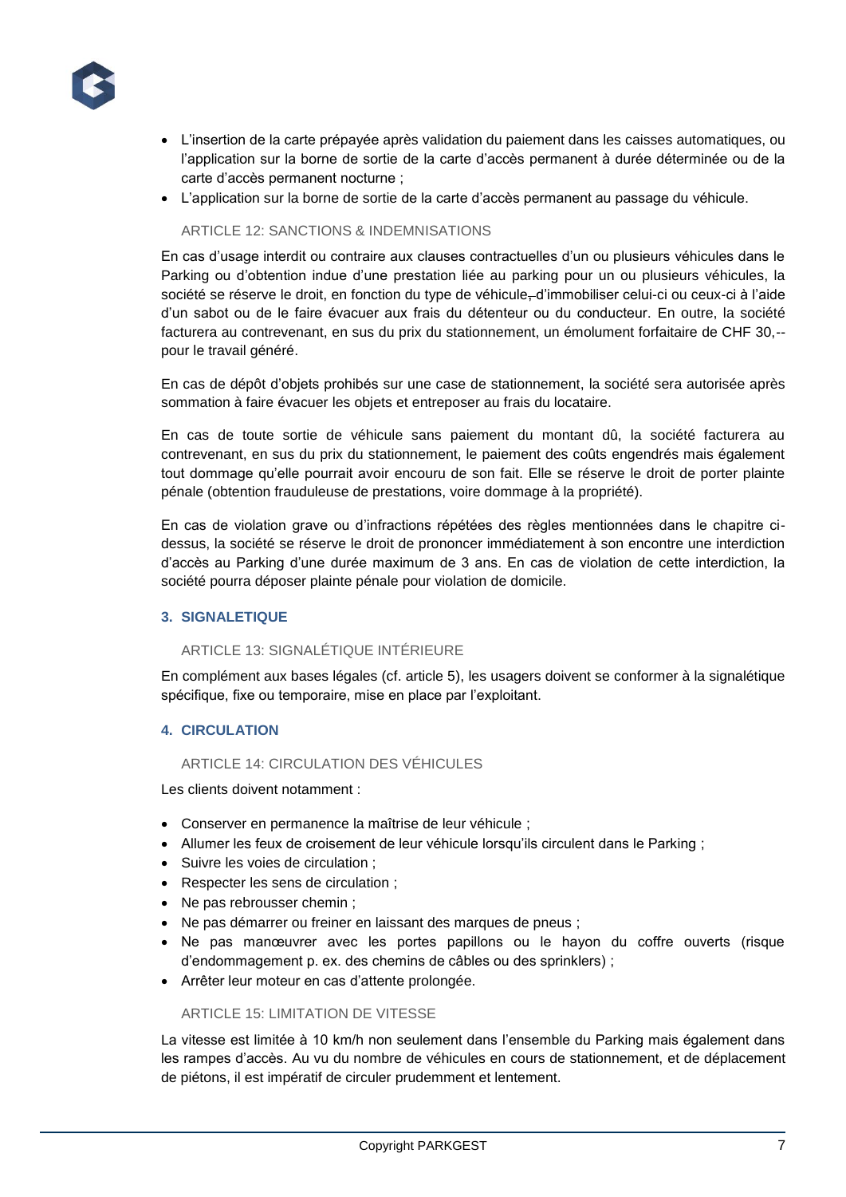- L'insertion de la carte prépayée après validation du paiement dans les caisses automatiques, ou l'application sur la borne de sortie de la carte d'accès permanent à durée déterminée ou de la carte d'accès permanent nocturne ;
- L'application sur la borne de sortie de la carte d'accès permanent au passage du véhicule.

### ARTICLE 12: SANCTIONS & INDEMNISATIONS

En cas d'usage interdit ou contraire aux clauses contractuelles d'un ou plusieurs véhicules dans le Parking ou d'obtention indue d'une prestation liée au parking pour un ou plusieurs véhicules, la société se réserve le droit, en fonction du type de véhicule, d'immobiliser celui-ci ou ceux-ci à l'aide d'un sabot ou de le faire évacuer aux frais du détenteur ou du conducteur. En outre, la société facturera au contrevenant, en sus du prix du stationnement, un émolument forfaitaire de CHF 30,-- pour le travail généré.

En cas de dépôt d'objets prohibés sur une case de stationnement, la société sera autorisée après sommation à faire évacuer les objets et entreposer au frais du locataire.

En cas de toute sortie de véhicule sans paiement du montant dû, la société facturera au contrevenant, en sus du prix du stationnement, le paiement des coûts engendrés mais également tout dommage qu'elle pourrait avoir encouru de son fait. Elle se réserve le droit de porter plainte pénale (obtention frauduleuse de prestations, voire dommage à la propriété).

En cas de violation grave ou d'infractions répétées des règles mentionnées dans le chapitre ci-dessus, la société se réserve le droit de prononcer immédiatement à son encontre une interdiction d'accès au Parking d'une durée maximum de 3 ans. En cas de violation de cette interdiction, la société pourra déposer plainte pénale pour violation de domicile.

## 3. SIGNALETIQUE

### ARTICLE 13: SIGNALÉTIQUE INTÉRIEURE

En complément aux bases légales (cf. article 5), les usagers doivent se conformer à la signalétique spécifique, fixe ou temporaire, mise en place par l'exploitant.

## 4. CIRCULATION

### ARTICLE 14: CIRCULATION DES VÉHICULES

Les clients doivent notamment :

- Conserver en permanence la maîtrise de leur véhicule ;
- Allumer les feux de croisement de leur véhicule lorsqu'ils circulent dans le Parking ;
- Suivre les voies de circulation ;
- Respecter les sens de circulation ;
- Ne pas rebrousser chemin ;
- Ne pas démarrer ou freiner en laissant des marques de pneus ;
- Ne pas manœuvrer avec les portes papillons ou le hayon du coffre ouverts (risque d'endommagement p. ex. des chemins de câbles ou des sprinklers) ;
- Arrêter leur moteur en cas d'attente prolongée.

### ARTICLE 15: LIMITATION DE VITESSE

La vitesse est limitée à 10 km/h non seulement dans l'ensemble du Parking mais également dans les rampes d'accès. Au vu du nombre de véhicules en cours de stationnement, et de déplacement de piétons, il est impératif de circuler prudemment et lentement.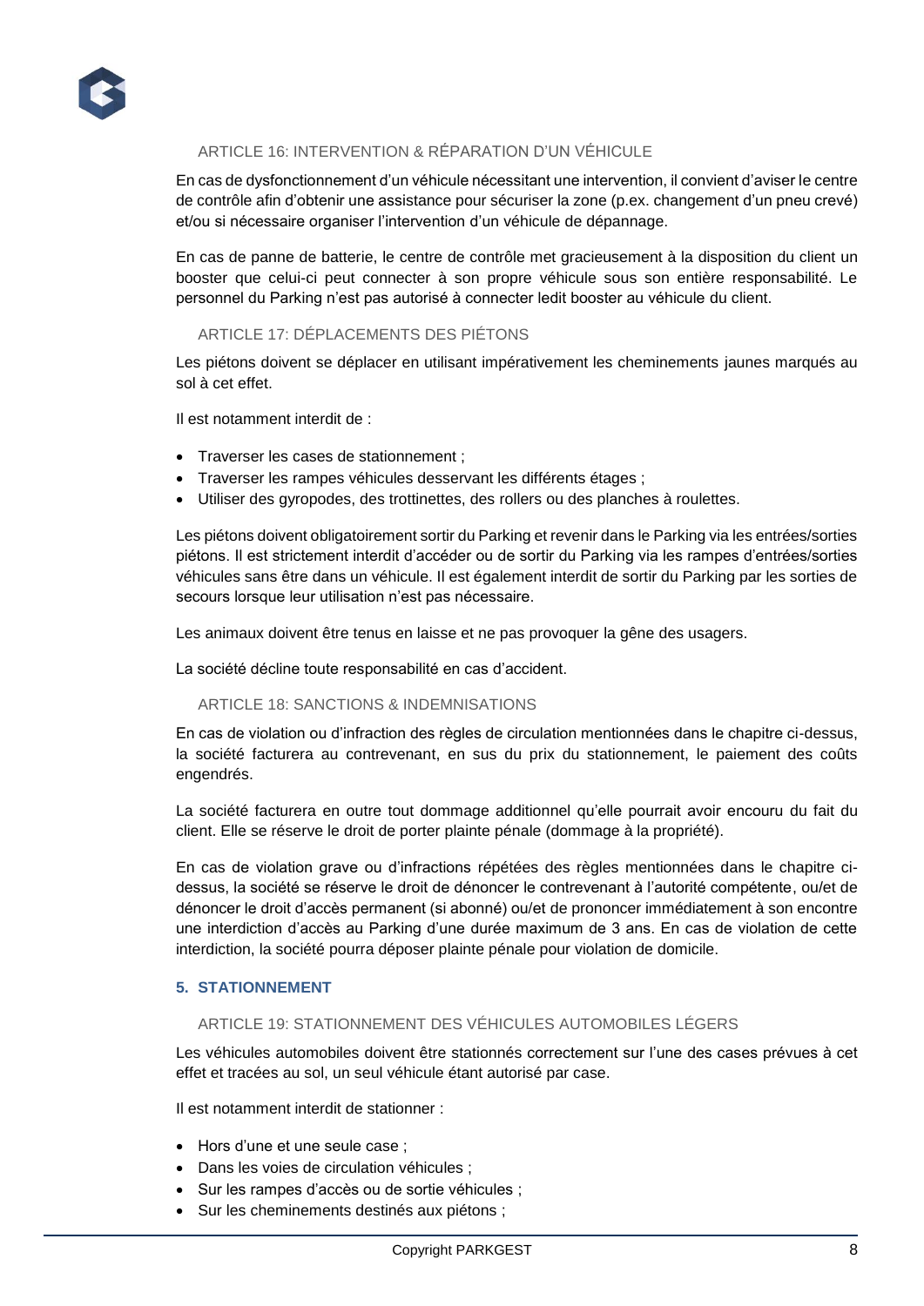### ARTICLE 16: INTERVENTION & RÉPARATION D'UN VÉHICULE

En cas de dysfonctionnement d'un véhicule nécessitant une intervention, il convient d'aviser le centre de contrôle afin d'obtenir une assistance pour sécuriser la zone (p.ex. changement d'un pneu crevé) et/ou si nécessaire organiser l'intervention d'un véhicule de dépannage.

En cas de panne de batterie, le centre de contrôle met gracieusement à la disposition du client un booster que celui-ci peut connecter à son propre véhicule sous son entière responsabilité. Le personnel du Parking n'est pas autorisé à connecter ledit booster au véhicule du client.

### ARTICLE 17: DÉPLACEMENTS DES PIÉTONS

Les piétons doivent se déplacer en utilisant impérativement les cheminements jaunes marqués au sol à cet effet.

Il est notamment interdit de :

- Traverser les cases de stationnement ;
- Traverser les rampes véhicules desservant les différents étages ;
- Utiliser des gyropodes, des trottinettes, des rollers ou des planches à roulettes.

Les piétons doivent obligatoirement sortir du Parking et revenir dans le Parking via les entrées/sorties piétons. Il est strictement interdit d'accéder ou de sortir du Parking via les rampes d'entrées/sorties véhicules sans être dans un véhicule. Il est également interdit de sortir du Parking par les sorties de secours lorsque leur utilisation n'est pas nécessaire.

Les animaux doivent être tenus en laisse et ne pas provoquer la gêne des usagers.

La société décline toute responsabilité en cas d'accident.

### ARTICLE 18: SANCTIONS & INDEMNISATIONS

En cas de violation ou d'infraction des règles de circulation mentionnées dans le chapitre ci-dessus, la société facturera au contrevenant, en sus du prix du stationnement, le paiement des coûts engendrés.

La société facturera en outre tout dommage additionnel qu'elle pourrait avoir encouru du fait du client. Elle se réserve le droit de porter plainte pénale (dommage à la propriété).

En cas de violation grave ou d'infractions répétées des règles mentionnées dans le chapitre ci-dessus, la société se réserve le droit de dénoncer le contrevenant à l'autorité compétente, ou/et de dénoncer le droit d'accès permanent (si abonné) ou/et de prononcer immédiatement à son encontre une interdiction d'accès au Parking d'une durée maximum de 3 ans. En cas de violation de cette interdiction, la société pourra déposer plainte pénale pour violation de domicile.

## 5. STATIONNEMENT

### ARTICLE 19: STATIONNEMENT DES VÉHICULES AUTOMOBILES LÉGERS

Les véhicules automobiles doivent être stationnés correctement sur l'une des cases prévues à cet effet et tracées au sol, un seul véhicule étant autorisé par case.

Il est notamment interdit de stationner :

- Hors d'une et une seule case ;
- Dans les voies de circulation véhicules ;
- Sur les rampes d'accès ou de sortie véhicules ;
- Sur les cheminements destinés aux piétons ;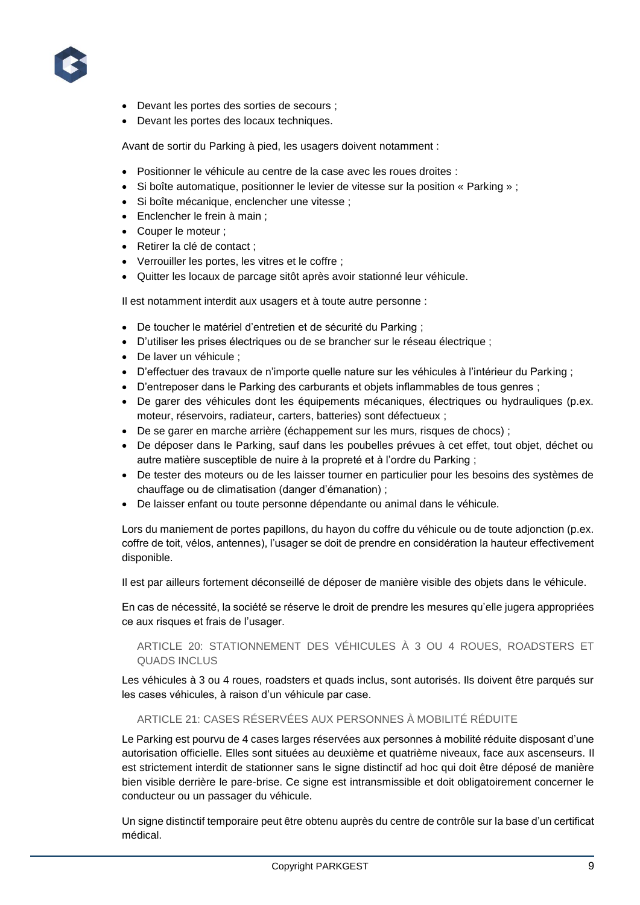- Devant les portes des sorties de secours ;
- Devant les portes des locaux techniques.

Avant de sortir du Parking à pied, les usagers doivent notamment :

- Positionner le véhicule au centre de la case avec les roues droites :
- Si boîte automatique, positionner le levier de vitesse sur la position « Parking » ;
- Si boîte mécanique, enclencher une vitesse ;
- Enclencher le frein à main ;
- Couper le moteur ;
- Retirer la clé de contact ;
- Verrouiller les portes, les vitres et le coffre ;
- Quitter les locaux de parcage sitôt après avoir stationné leur véhicule.

Il est notamment interdit aux usagers et à toute autre personne :

- De toucher le matériel d'entretien et de sécurité du Parking ;
- D'utiliser les prises électriques ou de se brancher sur le réseau électrique ;
- De laver un véhicule ;
- D'effectuer des travaux de n'importe quelle nature sur les véhicules à l'intérieur du Parking ;
- D'entreposer dans le Parking des carburants et objets inflammables de tous genres ;
- De garer des véhicules dont les équipements mécaniques, électriques ou hydrauliques (p.ex. moteur, réservoirs, radiateur, carters, batteries) sont défectueux ;
- De se garer en marche arrière (échappement sur les murs, risques de chocs) ;
- De déposer dans le Parking, sauf dans les poubelles prévues à cet effet, tout objet, déchet ou autre matière susceptible de nuire à la propreté et à l'ordre du Parking ;
- De tester des moteurs ou de les laisser tourner en particulier pour les besoins des systèmes de chauffage ou de climatisation (danger d'émanation) ;
- De laisser enfant ou toute personne dépendante ou animal dans le véhicule.

Lors du maniement de portes papillons, du hayon du coffre du véhicule ou de toute adjonction (p.ex. coffre de toit, vélos, antennes), l'usager se doit de prendre en considération la hauteur effectivement disponible.

Il est par ailleurs fortement déconseillé de déposer de manière visible des objets dans le véhicule.

En cas de nécessité, la société se réserve le droit de prendre les mesures qu'elle jugera appropriées ce aux risques et frais de l'usager.

### ARTICLE 20: STATIONNEMENT DES VÉHICULES À 3 OU 4 ROUES, ROADSTERS ET QUADS INCLUS

Les véhicules à 3 ou 4 roues, roadsters et quads inclus, sont autorisés. Ils doivent être parqués sur les cases véhicules, à raison d'un véhicule par case.

### ARTICLE 21: CASES RÉSERVÉES AUX PERSONNES À MOBILITÉ RÉDUITE

Le Parking est pourvu de 4 cases larges réservées aux personnes à mobilité réduite disposant d'une autorisation officielle. Elles sont situées au deuxième et quatrième niveaux, face aux ascenseurs. Il est strictement interdit de stationner sans le signe distinctif ad hoc qui doit être déposé de manière bien visible derrière le pare-brise. Ce signe est intransmissible et doit obligatoirement concerner le conducteur ou un passager du véhicule.

Un signe distinctif temporaire peut être obtenu auprès du centre de contrôle sur la base d'un certificat médical.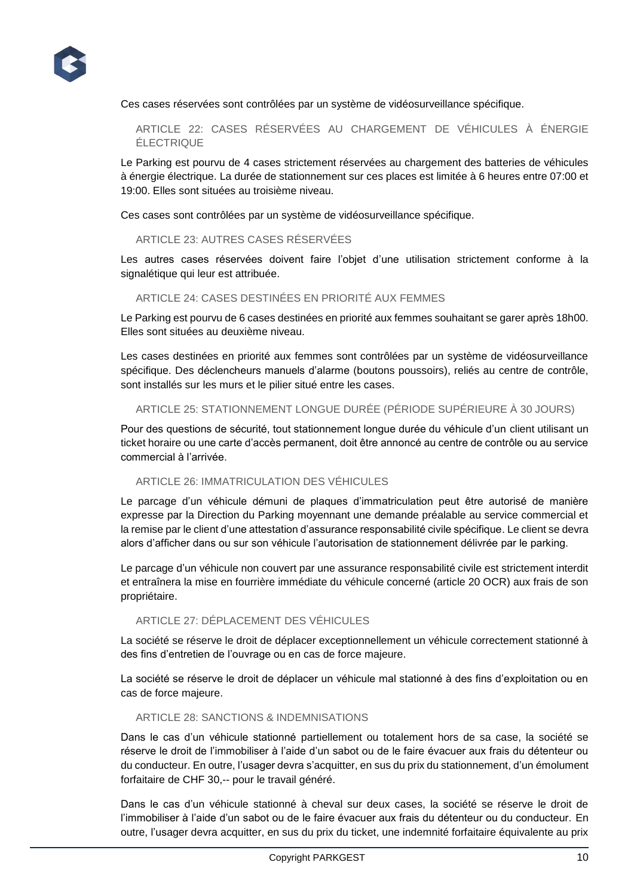Ces cases réservées sont contrôlées par un système de vidéosurveillance spécifique.

### ARTICLE 22: CASES RÉSERVÉES AU CHARGEMENT DE VÉHICULES À ÉNERGIE ÉLECTRIQUE

Le Parking est pourvu de 4 cases strictement réservées au chargement des batteries de véhicules à énergie électrique. La durée de stationnement sur ces places est limitée à 6 heures entre 07:00 et 19:00. Elles sont situées au troisième niveau.

Ces cases sont contrôlées par un système de vidéosurveillance spécifique.

### ARTICLE 23: AUTRES CASES RÉSERVÉES

Les autres cases réservées doivent faire l'objet d'une utilisation strictement conforme à la signalétique qui leur est attribuée.

### ARTICLE 24: CASES DESTINÉES EN PRIORITÉ AUX FEMMES

Le Parking est pourvu de 6 cases destinées en priorité aux femmes souhaitant se garer après 18h00. Elles sont situées au deuxième niveau.

Les cases destinées en priorité aux femmes sont contrôlées par un système de vidéosurveillance spécifique. Des déclencheurs manuels d'alarme (boutons poussoirs), reliés au centre de contrôle, sont installés sur les murs et le pilier situé entre les cases.

### ARTICLE 25: STATIONNEMENT LONGUE DURÉE (PÉRIODE SUPÉRIEURE À 30 JOURS)

Pour des questions de sécurité, tout stationnement longue durée du véhicule d'un client utilisant un ticket horaire ou une carte d'accès permanent, doit être annoncé au centre de contrôle ou au service commercial à l'arrivée.

### ARTICLE 26: IMMATRICULATION DES VÉHICULES

Le parcage d'un véhicule démuni de plaques d'immatriculation peut être autorisé de manière expresse par la Direction du Parking moyennant une demande préalable au service commercial et la remise par le client d'une attestation d'assurance responsabilité civile spécifique. Le client se devra alors d'afficher dans ou sur son véhicule l'autorisation de stationnement délivrée par le parking.

Le parcage d'un véhicule non couvert par une assurance responsabilité civile est strictement interdit et entraînera la mise en fourrière immédiate du véhicule concerné (article 20 OCR) aux frais de son propriétaire.

### ARTICLE 27: DÉPLACEMENT DES VÉHICULES

La société se réserve le droit de déplacer exceptionnellement un véhicule correctement stationné à des fins d'entretien de l'ouvrage ou en cas de force majeure.

La société se réserve le droit de déplacer un véhicule mal stationné à des fins d'exploitation ou en cas de force majeure.

### ARTICLE 28: SANCTIONS & INDEMNISATIONS

Dans le cas d'un véhicule stationné partiellement ou totalement hors de sa case, la société se réserve le droit de l'immobiliser à l'aide d'un sabot ou de le faire évacuer aux frais du détenteur ou du conducteur. En outre, l'usager devra s'acquitter, en sus du prix du stationnement, d'un émolument forfaitaire de CHF 30,-- pour le travail généré.

Dans le cas d'un véhicule stationné à cheval sur deux cases, la société se réserve le droit de l'immobiliser à l'aide d'un sabot ou de le faire évacuer aux frais du détenteur ou du conducteur. En outre, l'usager devra acquitter, en sus du prix du ticket, une indemnité forfaitaire équivalente au prix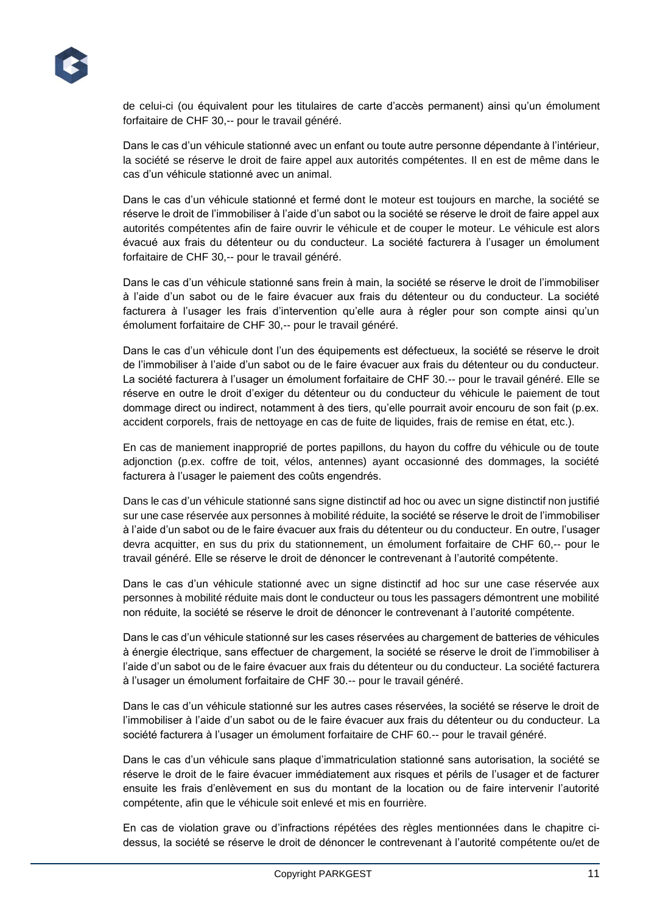de celui-ci (ou équivalent pour les titulaires de carte d'accès permanent) ainsi qu'un émolument forfaitaire de CHF 30,-- pour le travail généré.

Dans le cas d'un véhicule stationné avec un enfant ou toute autre personne dépendante à l'intérieur, la société se réserve le droit de faire appel aux autorités compétentes. Il en est de même dans le cas d'un véhicule stationné avec un animal.

Dans le cas d'un véhicule stationné et fermé dont le moteur est toujours en marche, la société se réserve le droit de l'immobiliser à l'aide d'un sabot ou la société se réserve le droit de faire appel aux autorités compétentes afin de faire ouvrir le véhicule et de couper le moteur. Le véhicule est alors évacué aux frais du détenteur ou du conducteur. La société facturera à l'usager un émolument forfaitaire de CHF 30,-- pour le travail généré.

Dans le cas d'un véhicule stationné sans frein à main, la société se réserve le droit de l'immobiliser à l'aide d'un sabot ou de le faire évacuer aux frais du détenteur ou du conducteur. La société facturera à l'usager les frais d'intervention qu'elle aura à régler pour son compte ainsi qu'un émolument forfaitaire de CHF 30,-- pour le travail généré.

Dans le cas d'un véhicule dont l'un des équipements est défectueux, la société se réserve le droit de l'immobiliser à l'aide d'un sabot ou de le faire évacuer aux frais du détenteur ou du conducteur. La société facturera à l'usager un émolument forfaitaire de CHF 30.-- pour le travail généré. Elle se réserve en outre le droit d'exiger du détenteur ou du conducteur du véhicule le paiement de tout dommage direct ou indirect, notamment à des tiers, qu'elle pourrait avoir encouru de son fait (p.ex. accident corporels, frais de nettoyage en cas de fuite de liquides, frais de remise en état, etc.).

En cas de maniement inapproprié de portes papillons, du hayon du coffre du véhicule ou de toute adjonction (p.ex. coffre de toit, vélos, antennes) ayant occasionné des dommages, la société facturera à l'usager le paiement des coûts engendrés.

Dans le cas d'un véhicule stationné sans signe distinctif ad hoc ou avec un signe distinctif non justifié sur une case réservée aux personnes à mobilité réduite, la société se réserve le droit de l'immobiliser à l'aide d'un sabot ou de le faire évacuer aux frais du détenteur ou du conducteur. En outre, l'usager devra acquitter, en sus du prix du stationnement, un émolument forfaitaire de CHF 60,-- pour le travail généré. Elle se réserve le droit de dénoncer le contrevenant à l'autorité compétente.

Dans le cas d'un véhicule stationné avec un signe distinctif ad hoc sur une case réservée aux personnes à mobilité réduite mais dont le conducteur ou tous les passagers démontrent une mobilité non réduite, la société se réserve le droit de dénoncer le contrevenant à l'autorité compétente.

Dans le cas d'un véhicule stationné sur les cases réservées au chargement de batteries de véhicules à énergie électrique, sans effectuer de chargement, la société se réserve le droit de l'immobiliser à l'aide d'un sabot ou de le faire évacuer aux frais du détenteur ou du conducteur. La société facturera à l'usager un émolument forfaitaire de CHF 30.-- pour le travail généré.

Dans le cas d'un véhicule stationné sur les autres cases réservées, la société se réserve le droit de l'immobiliser à l'aide d'un sabot ou de le faire évacuer aux frais du détenteur ou du conducteur. La société facturera à l'usager un émolument forfaitaire de CHF 60.-- pour le travail généré.

Dans le cas d'un véhicule sans plaque d'immatriculation stationné sans autorisation, la société se réserve le droit de le faire évacuer immédiatement aux risques et périls de l'usager et de facturer ensuite les frais d'enlèvement en sus du montant de la location ou de faire intervenir l'autorité compétente, afin que le véhicule soit enlevé et mis en fourrière.

En cas de violation grave ou d'infractions répétées des règles mentionnées dans le chapitre ci-dessus, la société se réserve le droit de dénoncer le contrevenant à l'autorité compétente ou/et de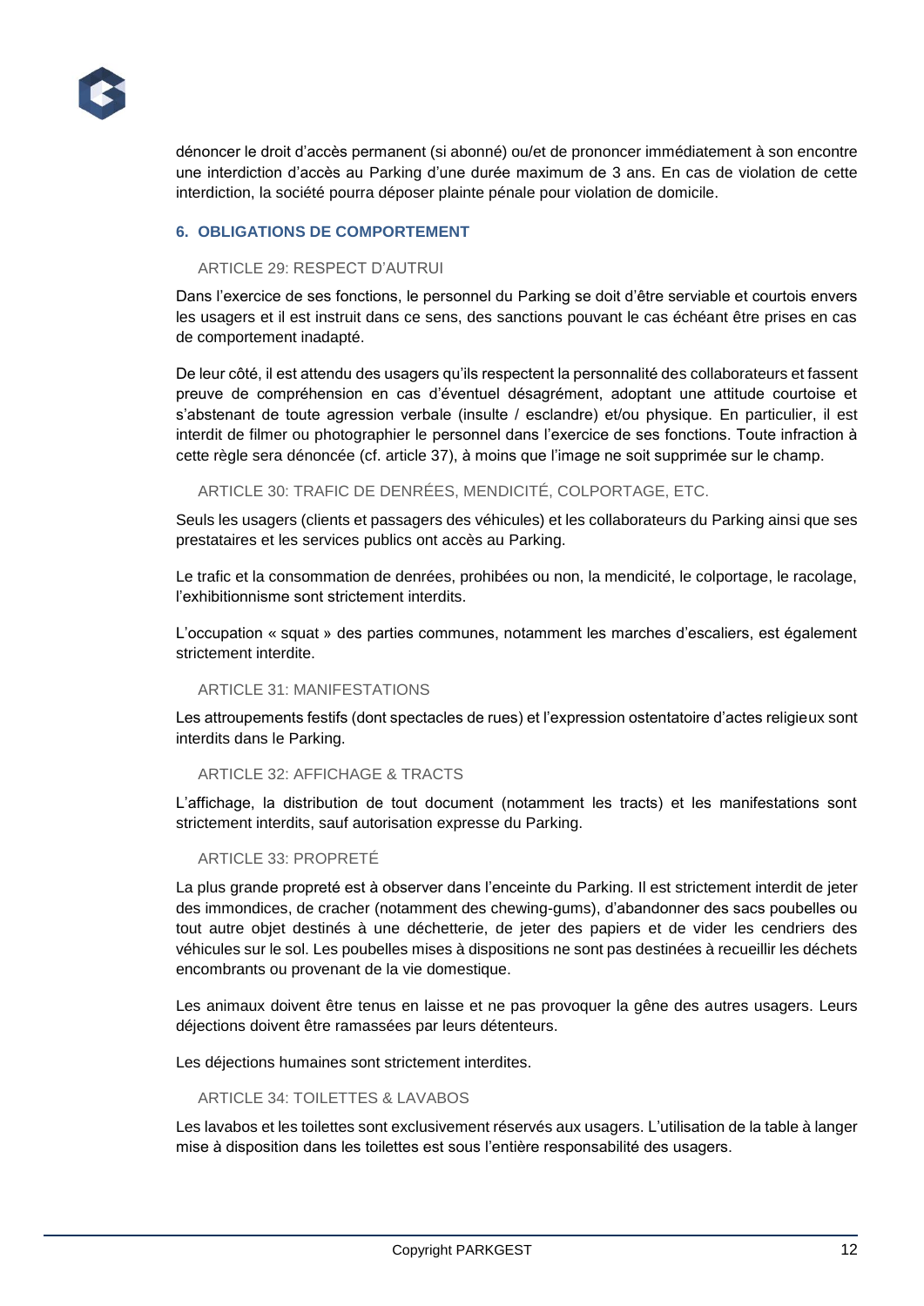dénoncer le droit d'accès permanent (si abonné) ou/et de prononcer immédiatement à son encontre une interdiction d'accès au Parking d'une durée maximum de 3 ans. En cas de violation de cette interdiction, la société pourra déposer plainte pénale pour violation de domicile.

## 6. OBLIGATIONS DE COMPORTEMENT

### ARTICLE 29: RESPECT D'AUTRUI

Dans l'exercice de ses fonctions, le personnel du Parking se doit d'être serviable et courtois envers les usagers et il est instruit dans ce sens, des sanctions pouvant le cas échéant être prises en cas de comportement inadapté.

De leur côté, il est attendu des usagers qu'ils respectent la personnalité des collaborateurs et fassent preuve de compréhension en cas d'éventuel désagrément, adoptant une attitude courtoise et s'abstenant de toute agression verbale (insulte / esclandre) et/ou physique. En particulier, il est interdit de filmer ou photographier le personnel dans l'exercice de ses fonctions. Toute infraction à cette règle sera dénoncée (cf. article 37), à moins que l'image ne soit supprimée sur le champ.

### ARTICLE 30: TRAFIC DE DENRÉES, MENDICITÉ, COLPORTAGE, ETC.

Seuls les usagers (clients et passagers des véhicules) et les collaborateurs du Parking ainsi que ses prestataires et les services publics ont accès au Parking.

Le trafic et la consommation de denrées, prohibées ou non, la mendicité, le colportage, le racolage, l'exhibitionnisme sont strictement interdits.

L'occupation « squat » des parties communes, notamment les marches d'escaliers, est également strictement interdite.

### ARTICLE 31: MANIFESTATIONS

Les attroupements festifs (dont spectacles de rues) et l'expression ostentatoire d'actes religieux sont interdits dans le Parking.

### ARTICLE 32: AFFICHAGE & TRACTS

L'affichage, la distribution de tout document (notamment les tracts) et les manifestations sont strictement interdits, sauf autorisation expresse du Parking.

### ARTICLE 33: PROPRETÉ

La plus grande propreté est à observer dans l'enceinte du Parking. Il est strictement interdit de jeter des immondices, de cracher (notamment des chewing-gums), d'abandonner des sacs poubelles ou tout autre objet destinés à une déchetterie, de jeter des papiers et de vider les cendriers des véhicules sur le sol. Les poubelles mises à dispositions ne sont pas destinées à recueillir les déchets encombrants ou provenant de la vie domestique.

Les animaux doivent être tenus en laisse et ne pas provoquer la gêne des autres usagers. Leurs déjections doivent être ramassées par leurs détenteurs.

Les déjections humaines sont strictement interdites.

### ARTICLE 34: TOILETTES & LAVABOS

Les lavabos et les toilettes sont exclusivement réservés aux usagers. L'utilisation de la table à langer mise à disposition dans les toilettes est sous l'entière responsabilité des usagers.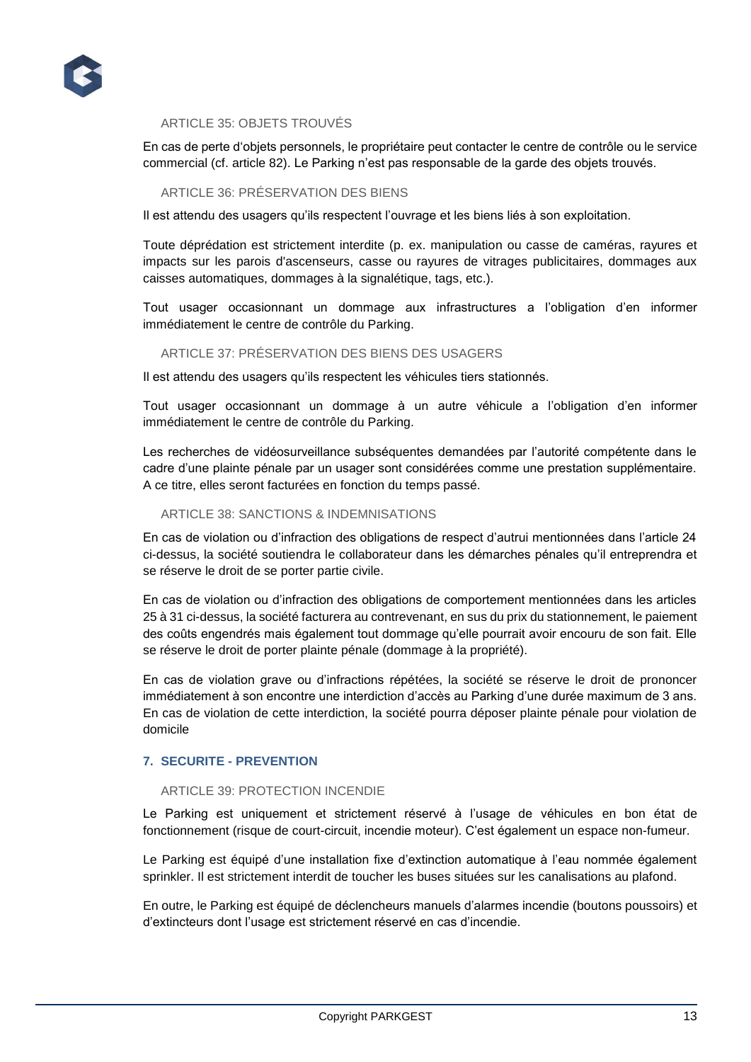### ARTICLE 35: OBJETS TROUVÉS

En cas de perte d'objets personnels, le propriétaire peut contacter le centre de contrôle ou le service commercial (cf. article 82). Le Parking n'est pas responsable de la garde des objets trouvés.

### ARTICLE 36: PRÉSERVATION DES BIENS

Il est attendu des usagers qu'ils respectent l'ouvrage et les biens liés à son exploitation.

Toute déprédation est strictement interdite (p. ex. manipulation ou casse de caméras, rayures et impacts sur les parois d'ascenseurs, casse ou rayures de vitrages publicitaires, dommages aux caisses automatiques, dommages à la signalétique, tags, etc.).

Tout usager occasionnant un dommage aux infrastructures a l'obligation d'en informer immédiatement le centre de contrôle du Parking.

### ARTICLE 37: PRÉSERVATION DES BIENS DES USAGERS

Il est attendu des usagers qu'ils respectent les véhicules tiers stationnés.

Tout usager occasionnant un dommage à un autre véhicule a l'obligation d'en informer immédiatement le centre de contrôle du Parking.

Les recherches de vidéosurveillance subséquentes demandées par l'autorité compétente dans le cadre d'une plainte pénale par un usager sont considérées comme une prestation supplémentaire. A ce titre, elles seront facturées en fonction du temps passé.

### ARTICLE 38: SANCTIONS & INDEMNISATIONS

En cas de violation ou d'infraction des obligations de respect d'autrui mentionnées dans l'article 24 ci-dessus, la société soutiendra le collaborateur dans les démarches pénales qu'il entreprendra et se réserve le droit de se porter partie civile.

En cas de violation ou d'infraction des obligations de comportement mentionnées dans les articles 25 à 31 ci-dessus, la société facturera au contrevenant, en sus du prix du stationnement, le paiement des coûts engendrés mais également tout dommage qu'elle pourrait avoir encouru de son fait. Elle se réserve le droit de porter plainte pénale (dommage à la propriété).

En cas de violation grave ou d'infractions répétées, la société se réserve le droit de prononcer immédiatement à son encontre une interdiction d'accès au Parking d'une durée maximum de 3 ans. En cas de violation de cette interdiction, la société pourra déposer plainte pénale pour violation de domicile

## 7. SECURITE - PREVENTION

### ARTICLE 39: PROTECTION INCENDIE

Le Parking est uniquement et strictement réservé à l'usage de véhicules en bon état de fonctionnement (risque de court-circuit, incendie moteur). C'est également un espace non-fumeur.

Le Parking est équipé d'une installation fixe d'extinction automatique à l'eau nommée également sprinkler. Il est strictement interdit de toucher les buses situées sur les canalisations au plafond.

En outre, le Parking est équipé de déclencheurs manuels d'alarmes incendie (boutons poussoirs) et d'extincteurs dont l'usage est strictement réservé en cas d'incendie.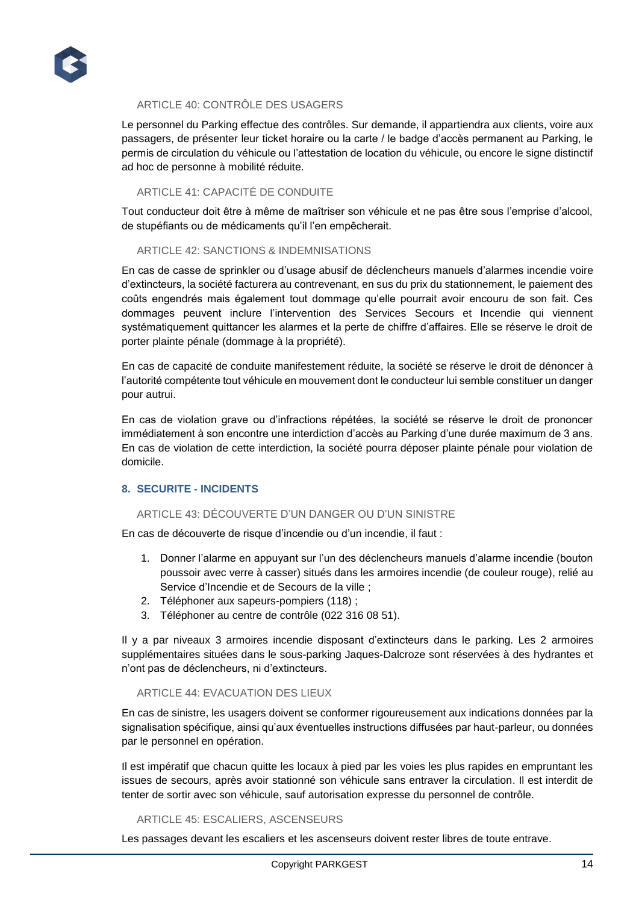### ARTICLE 40: CONTRÔLE DES USAGERS

Le personnel du Parking effectue des contrôles. Sur demande, il appartiendra aux clients, voire aux passagers, de présenter leur ticket horaire ou la carte / le badge d'accès permanent au Parking, le permis de circulation du véhicule ou l'attestation de location du véhicule, ou encore le signe distinctif ad hoc de personne à mobilité réduite.

### ARTICLE 41: CAPACITÉ DE CONDUITE

Tout conducteur doit être à même de maîtriser son véhicule et ne pas être sous l'emprise d'alcool, de stupéfiants ou de médicaments qu'il l'en empêcherait.

### ARTICLE 42: SANCTIONS & INDEMNISATIONS

En cas de casse de sprinkler ou d'usage abusif de déclencheurs manuels d'alarmes incendie voire d'extincteurs, la société facturera au contrevenant, en sus du prix du stationnement, le paiement des coûts engendrés mais également tout dommage qu'elle pourrait avoir encouru de son fait. Ces dommages peuvent inclure l'intervention des Services Secours et Incendie qui viennent systématiquement quittancer les alarmes et la perte de chiffre d'affaires. Elle se réserve le droit de porter plainte pénale (dommage à la propriété).

En cas de capacité de conduite manifestement réduite, la société se réserve le droit de dénoncer à l'autorité compétente tout véhicule en mouvement dont le conducteur lui semble constituer un danger pour autrui.

En cas de violation grave ou d'infractions répétées, la société se réserve le droit de prononcer immédiatement à son encontre une interdiction d'accès au Parking d'une durée maximum de 3 ans. En cas de violation de cette interdiction, la société pourra déposer plainte pénale pour violation de domicile.

## 8. SECURITE - INCIDENTS

### ARTICLE 43: DÉCOUVERTE D'UN DANGER OU D'UN SINISTRE

En cas de découverte de risque d'incendie ou d'un incendie, il faut :

1. Donner l'alarme en appuyant sur l'un des déclencheurs manuels d'alarme incendie (bouton poussoir avec verre à casser) situés dans les armoires incendie (de couleur rouge), relié au Service d'Incendie et de Secours de la ville ;
2. Téléphoner aux sapeurs-pompiers (118) ;
3. Téléphoner au centre de contrôle (022 316 08 51).

Il y a par niveaux 3 armoires incendie disposant d'extincteurs dans le parking. Les 2 armoires supplémentaires situées dans le sous-parking Jaques-Dalcroze sont réservées à des hydrantes et n'ont pas de déclencheurs, ni d'extincteurs.

### ARTICLE 44: EVACUATION DES LIEUX

En cas de sinistre, les usagers doivent se conformer rigoureusement aux indications données par la signalisation spécifique, ainsi qu'aux éventuelles instructions diffusées par haut-parleur, ou données par le personnel en opération.

Il est impératif que chacun quitte les locaux à pied par les voies les plus rapides en empruntant les issues de secours, après avoir stationné son véhicule sans entraver la circulation. Il est interdit de tenter de sortir avec son véhicule, sauf autorisation expresse du personnel de contrôle.

### ARTICLE 45: ESCALIERS, ASCENSEURS

Les passages devant les escaliers et les ascenseurs doivent rester libres de toute entrave.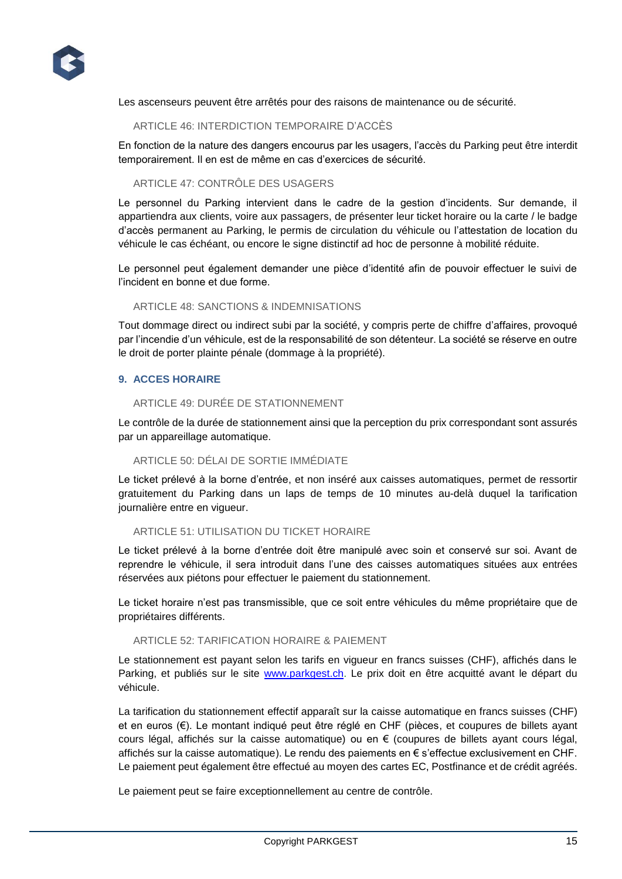Les ascenseurs peuvent être arrêtés pour des raisons de maintenance ou de sécurité.

### ARTICLE 46: INTERDICTION TEMPORAIRE D'ACCÈS

En fonction de la nature des dangers encourus par les usagers, l'accès du Parking peut être interdit temporairement. Il en est de même en cas d'exercices de sécurité.

### ARTICLE 47: CONTRÔLE DES USAGERS

Le personnel du Parking intervient dans le cadre de la gestion d'incidents. Sur demande, il appartiendra aux clients, voire aux passagers, de présenter leur ticket horaire ou la carte / le badge d'accès permanent au Parking, le permis de circulation du véhicule ou l'attestation de location du véhicule le cas échéant, ou encore le signe distinctif ad hoc de personne à mobilité réduite.

Le personnel peut également demander une pièce d'identité afin de pouvoir effectuer le suivi de l'incident en bonne et due forme.

### ARTICLE 48: SANCTIONS & INDEMNISATIONS

Tout dommage direct ou indirect subi par la société, y compris perte de chiffre d'affaires, provoqué par l'incendie d'un véhicule, est de la responsabilité de son détenteur. La société se réserve en outre le droit de porter plainte pénale (dommage à la propriété).

## 9. ACCES HORAIRE

### ARTICLE 49: DURÉE DE STATIONNEMENT

Le contrôle de la durée de stationnement ainsi que la perception du prix correspondant sont assurés par un appareillage automatique.

### ARTICLE 50: DÉLAI DE SORTIE IMMÉDIATE

Le ticket prélevé à la borne d'entrée, et non inséré aux caisses automatiques, permet de ressortir gratuitement du Parking dans un laps de temps de 10 minutes au-delà duquel la tarification journalière entre en vigueur.

### ARTICLE 51: UTILISATION DU TICKET HORAIRE

Le ticket prélevé à la borne d'entrée doit être manipulé avec soin et conservé sur soi. Avant de reprendre le véhicule, il sera introduit dans l'une des caisses automatiques situées aux entrées réservées aux piétons pour effectuer le paiement du stationnement.

Le ticket horaire n'est pas transmissible, que ce soit entre véhicules du même propriétaire que de propriétaires différents.

### ARTICLE 52: TARIFICATION HORAIRE & PAIEMENT

Le stationnement est payant selon les tarifs en vigueur en francs suisses (CHF), affichés dans le Parking, et publiés sur le site [www.parkgest.ch](http://www.parkgest.ch). Le prix doit en être acquitté avant le départ du véhicule.

La tarification du stationnement effectif apparaît sur la caisse automatique en francs suisses (CHF) et en euros (€). Le montant indiqué peut être réglé en CHF (pièces, et coupures de billets ayant cours légal, affichés sur la caisse automatique) ou en € (coupures de billets ayant cours légal, affichés sur la caisse automatique). Le rendu des paiements en € s'effectue exclusivement en CHF. Le paiement peut également être effectué au moyen des cartes EC, Postfinance et de crédit agréés.

Le paiement peut se faire exceptionnellement au centre de contrôle.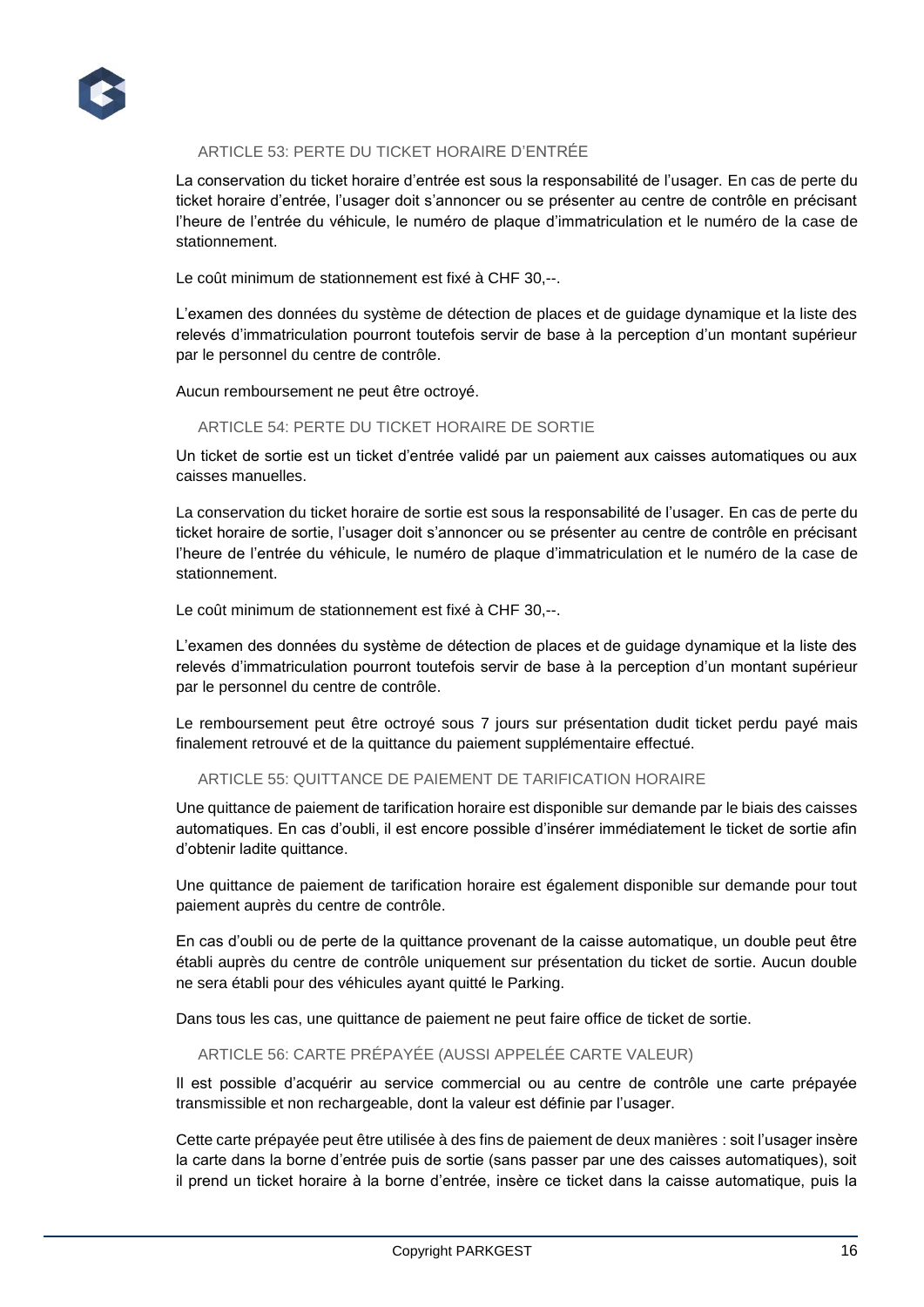### ARTICLE 53: PERTE DU TICKET HORAIRE D'ENTRÉE

La conservation du ticket horaire d'entrée est sous la responsabilité de l'usager. En cas de perte du ticket horaire d'entrée, l'usager doit s'annoncer ou se présenter au centre de contrôle en précisant l'heure de l'entrée du véhicule, le numéro de plaque d'immatriculation et le numéro de la case de stationnement.

Le coût minimum de stationnement est fixé à CHF 30,--.

L'examen des données du système de détection de places et de guidage dynamique et la liste des relevés d'immatriculation pourront toutefois servir de base à la perception d'un montant supérieur par le personnel du centre de contrôle.

Aucun remboursement ne peut être octroyé.

### ARTICLE 54: PERTE DU TICKET HORAIRE DE SORTIE

Un ticket de sortie est un ticket d'entrée validé par un paiement aux caisses automatiques ou aux caisses manuelles.

La conservation du ticket horaire de sortie est sous la responsabilité de l'usager. En cas de perte du ticket horaire de sortie, l'usager doit s'annoncer ou se présenter au centre de contrôle en précisant l'heure de l'entrée du véhicule, le numéro de plaque d'immatriculation et le numéro de la case de stationnement.

Le coût minimum de stationnement est fixé à CHF 30,--.

L'examen des données du système de détection de places et de guidage dynamique et la liste des relevés d'immatriculation pourront toutefois servir de base à la perception d'un montant supérieur par le personnel du centre de contrôle.

Le remboursement peut être octroyé sous 7 jours sur présentation dudit ticket perdu payé mais finalement retrouvé et de la quittance du paiement supplémentaire effectué.

### ARTICLE 55: QUITTANCE DE PAIEMENT DE TARIFICATION HORAIRE

Une quittance de paiement de tarification horaire est disponible sur demande par le biais des caisses automatiques. En cas d'oubli, il est encore possible d'insérer immédiatement le ticket de sortie afin d'obtenir ladite quittance.

Une quittance de paiement de tarification horaire est également disponible sur demande pour tout paiement auprès du centre de contrôle.

En cas d'oubli ou de perte de la quittance provenant de la caisse automatique, un double peut être établi auprès du centre de contrôle uniquement sur présentation du ticket de sortie. Aucun double ne sera établi pour des véhicules ayant quitté le Parking.

Dans tous les cas, une quittance de paiement ne peut faire office de ticket de sortie.

### ARTICLE 56: CARTE PRÉPAYÉE (AUSSI APPELÉE CARTE VALEUR)

Il est possible d'acquérir au service commercial ou au centre de contrôle une carte prépayée transmissible et non rechargeable, dont la valeur est définie par l'usager.

Cette carte prépayée peut être utilisée à des fins de paiement de deux manières : soit l'usager insère la carte dans la borne d'entrée puis de sortie (sans passer par une des caisses automatiques), soit il prend un ticket horaire à la borne d'entrée, insère ce ticket dans la caisse automatique, puis la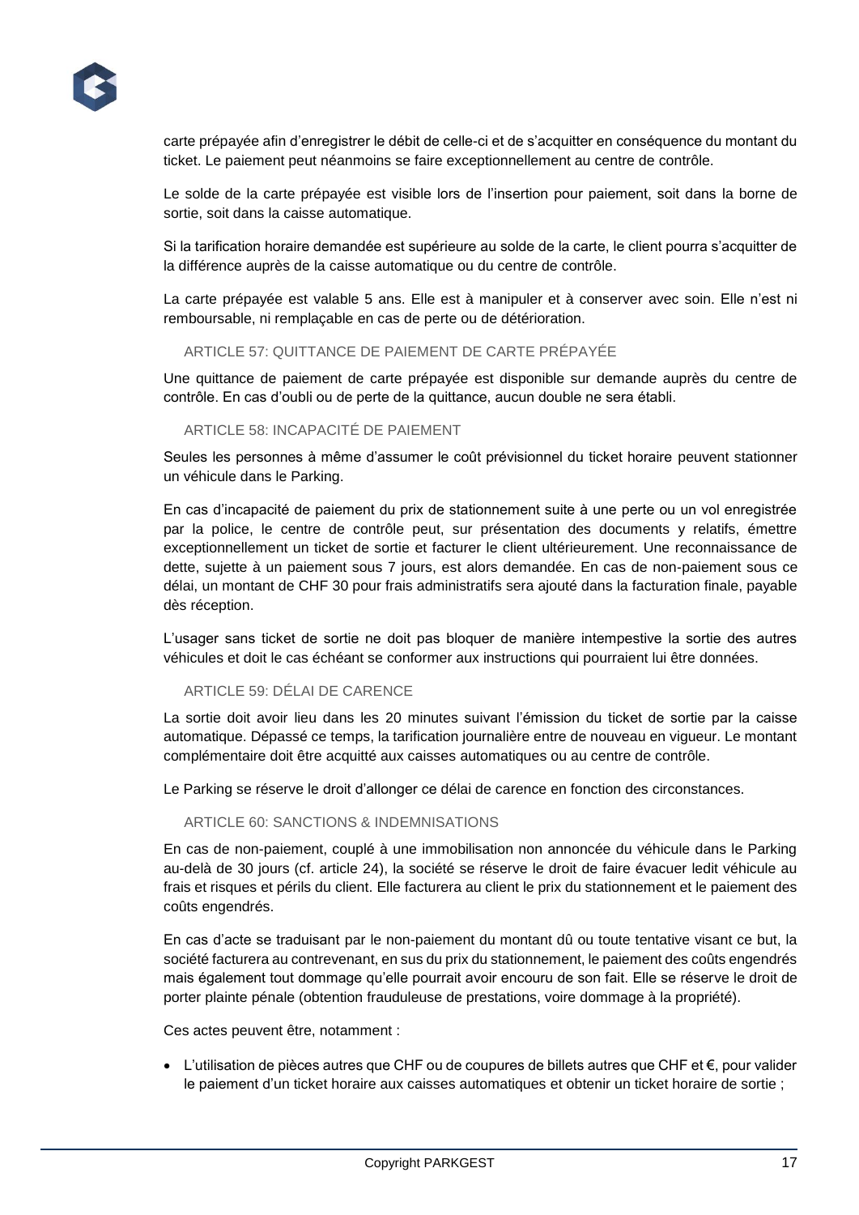carte prépayée afin d'enregistrer le débit de celle-ci et de s'acquitter en conséquence du montant du ticket. Le paiement peut néanmoins se faire exceptionnellement au centre de contrôle.

Le solde de la carte prépayée est visible lors de l'insertion pour paiement, soit dans la borne de sortie, soit dans la caisse automatique.

Si la tarification horaire demandée est supérieure au solde de la carte, le client pourra s'acquitter de la différence auprès de la caisse automatique ou du centre de contrôle.

La carte prépayée est valable 5 ans. Elle est à manipuler et à conserver avec soin. Elle n'est ni remboursable, ni remplaçable en cas de perte ou de détérioration.

### ARTICLE 57: QUITTANCE DE PAIEMENT DE CARTE PRÉPAYÉE

Une quittance de paiement de carte prépayée est disponible sur demande auprès du centre de contrôle. En cas d'oubli ou de perte de la quittance, aucun double ne sera établi.

### ARTICLE 58: INCAPACITÉ DE PAIEMENT

Seules les personnes à même d'assumer le coût prévisionnel du ticket horaire peuvent stationner un véhicule dans le Parking.

En cas d'incapacité de paiement du prix de stationnement suite à une perte ou un vol enregistrée par la police, le centre de contrôle peut, sur présentation des documents y relatifs, émettre exceptionnellement un ticket de sortie et facturer le client ultérieurement. Une reconnaissance de dette, sujette à un paiement sous 7 jours, est alors demandée. En cas de non-paiement sous ce délai, un montant de CHF 30 pour frais administratifs sera ajouté dans la facturation finale, payable dès réception.

L'usager sans ticket de sortie ne doit pas bloquer de manière intempestive la sortie des autres véhicules et doit le cas échéant se conformer aux instructions qui pourraient lui être données.

### ARTICLE 59: DÉLAI DE CARENCE

La sortie doit avoir lieu dans les 20 minutes suivant l'émission du ticket de sortie par la caisse automatique. Dépassé ce temps, la tarification journalière entre de nouveau en vigueur. Le montant complémentaire doit être acquitté aux caisses automatiques ou au centre de contrôle.

Le Parking se réserve le droit d'allonger ce délai de carence en fonction des circonstances.

### ARTICLE 60: SANCTIONS & INDEMNISATIONS

En cas de non-paiement, couplé à une immobilisation non annoncée du véhicule dans le Parking au-delà de 30 jours (cf. article 24), la société se réserve le droit de faire évacuer ledit véhicule au frais et risques et périls du client. Elle facturera au client le prix du stationnement et le paiement des coûts engendrés.

En cas d'acte se traduisant par le non-paiement du montant dû ou toute tentative visant ce but, la société facturera au contrevenant, en sus du prix du stationnement, le paiement des coûts engendrés mais également tout dommage qu'elle pourrait avoir encouru de son fait. Elle se réserve le droit de porter plainte pénale (obtention frauduleuse de prestations, voire dommage à la propriété).

Ces actes peuvent être, notamment :

- L'utilisation de pièces autres que CHF ou de coupures de billets autres que CHF et €, pour valider le paiement d'un ticket horaire aux caisses automatiques et obtenir un ticket horaire de sortie ;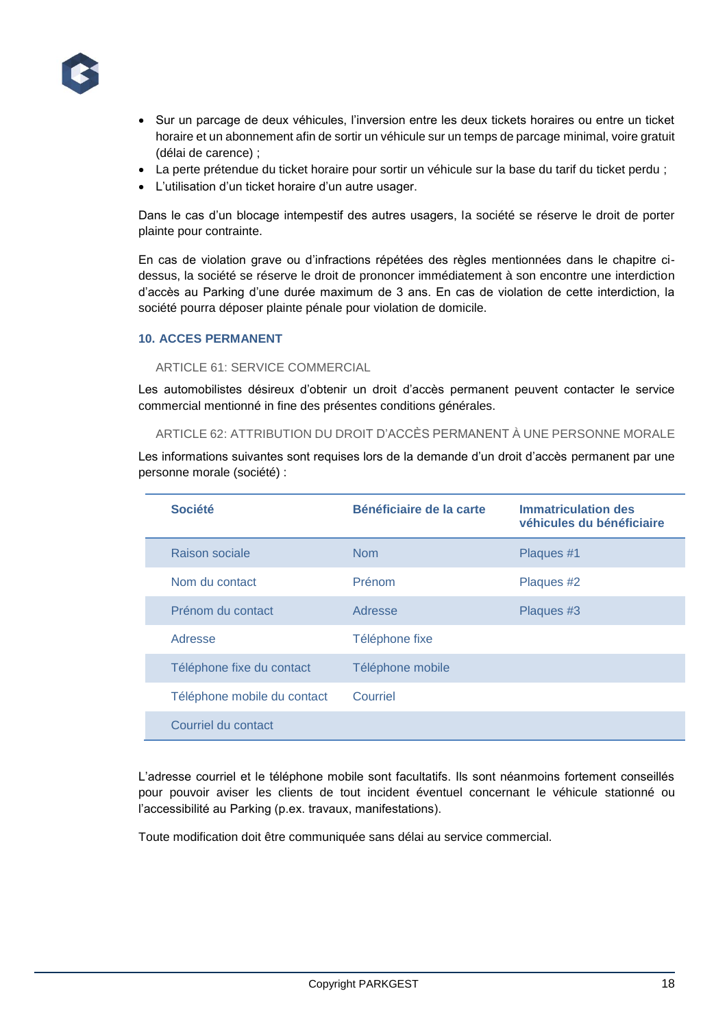- Sur un parcage de deux véhicules, l'inversion entre les deux tickets horaires ou entre un ticket horaire et un abonnement afin de sortir un véhicule sur un temps de parcage minimal, voire gratuit (délai de carence) ;
- La perte prétendue du ticket horaire pour sortir un véhicule sur la base du tarif du ticket perdu ;
- L'utilisation d'un ticket horaire d'un autre usager.

Dans le cas d'un blocage intempestif des autres usagers, la société se réserve le droit de porter plainte pour contrainte.

En cas de violation grave ou d'infractions répétées des règles mentionnées dans le chapitre ci-dessus, la société se réserve le droit de prononcer immédiatement à son encontre une interdiction d'accès au Parking d'une durée maximum de 3 ans. En cas de violation de cette interdiction, la société pourra déposer plainte pénale pour violation de domicile.

## 10. ACCES PERMANENT

### ARTICLE 61: SERVICE COMMERCIAL

Les automobilistes désireux d'obtenir un droit d'accès permanent peuvent contacter le service commercial mentionné in fine des présentes conditions générales.

### ARTICLE 62: ATTRIBUTION DU DROIT D'ACCÈS PERMANENT À UNE PERSONNE MORALE

Les informations suivantes sont requises lors de la demande d'un droit d'accès permanent par une personne morale (société) :

| Société | Bénéficiaire de la carte | Immatriculation des véhicules du bénéficiaire |
|---|---|---|
| Raison sociale | Nom | Plaques #1 |
| Nom du contact | Prénom | Plaques #2 |
| Prénom du contact | Adresse | Plaques #3 |
| Adresse | Téléphone fixe | |
| Téléphone fixe du contact | Téléphone mobile | |
| Téléphone mobile du contact | Courriel | |
| Courriel du contact | | |

L'adresse courriel et le téléphone mobile sont facultatifs. Ils sont néanmoins fortement conseillés pour pouvoir aviser les clients de tout incident éventuel concernant le véhicule stationné ou l'accessibilité au Parking (p.ex. travaux, manifestations).

Toute modification doit être communiquée sans délai au service commercial.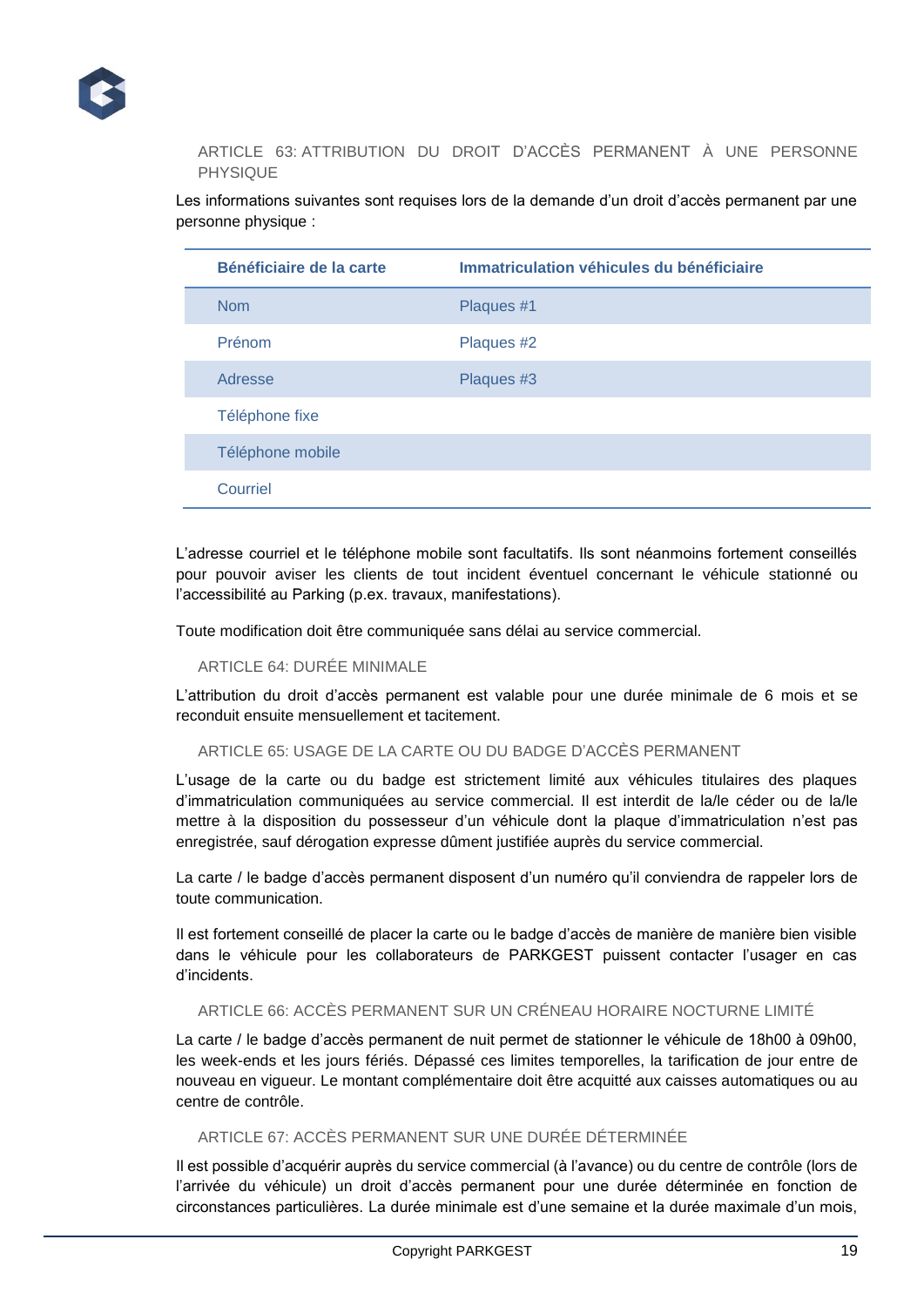## ARTICLE 63: ATTRIBUTION DU DROIT D'ACCÈS PERMANENT À UNE PERSONNE PHYSIQUE

Les informations suivantes sont requises lors de la demande d'un droit d'accès permanent par une personne physique :

| Bénéficiaire de la carte | Immatriculation véhicules du bénéficiaire |
|---|---|
| Nom | Plaques #1 |
| Prénom | Plaques #2 |
| Adresse | Plaques #3 |
| Téléphone fixe | |
| Téléphone mobile | |
| Courriel | |

L'adresse courriel et le téléphone mobile sont facultatifs. Ils sont néanmoins fortement conseillés pour pouvoir aviser les clients de tout incident éventuel concernant le véhicule stationné ou l'accessibilité au Parking (p.ex. travaux, manifestations).

Toute modification doit être communiquée sans délai au service commercial.

## ARTICLE 64: DURÉE MINIMALE

L'attribution du droit d'accès permanent est valable pour une durée minimale de 6 mois et se reconduit ensuite mensuellement et tacitement.

## ARTICLE 65: USAGE DE LA CARTE OU DU BADGE D'ACCÈS PERMANENT

L'usage de la carte ou du badge est strictement limité aux véhicules titulaires des plaques d'immatriculation communiquées au service commercial. Il est interdit de la/le céder ou de la/le mettre à la disposition du possesseur d'un véhicule dont la plaque d'immatriculation n'est pas enregistrée, sauf dérogation expresse dûment justifiée auprès du service commercial.

La carte / le badge d'accès permanent disposent d'un numéro qu'il conviendra de rappeler lors de toute communication.

Il est fortement conseillé de placer la carte ou le badge d'accès de manière de manière bien visible dans le véhicule pour les collaborateurs de PARKGEST puissent contacter l'usager en cas d'incidents.

## ARTICLE 66: ACCÈS PERMANENT SUR UN CRÉNEAU HORAIRE NOCTURNE LIMITÉ

La carte / le badge d'accès permanent de nuit permet de stationner le véhicule de 18h00 à 09h00, les week-ends et les jours fériés. Dépassé ces limites temporelles, la tarification de jour entre de nouveau en vigueur. Le montant complémentaire doit être acquitté aux caisses automatiques ou au centre de contrôle.

## ARTICLE 67: ACCÈS PERMANENT SUR UNE DURÉE DÉTERMINÉE

Il est possible d'acquérir auprès du service commercial (à l'avance) ou du centre de contrôle (lors de l'arrivée du véhicule) un droit d'accès permanent pour une durée déterminée en fonction de circonstances particulières. La durée minimale est d'une semaine et la durée maximale d'un mois,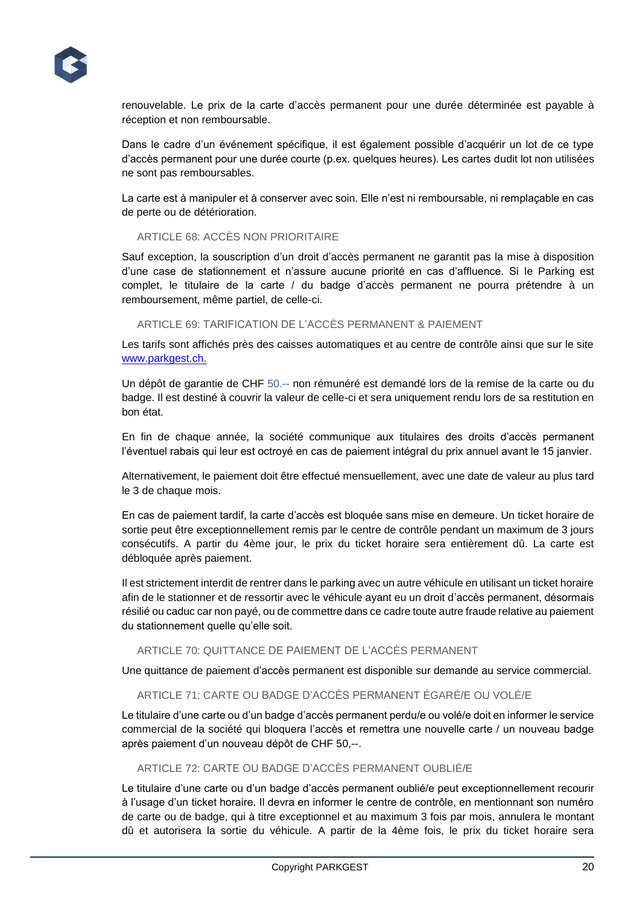renouvelable. Le prix de la carte d'accès permanent pour une durée déterminée est payable à réception et non remboursable.

Dans le cadre d'un événement spécifique, il est également possible d'acquérir un lot de ce type d'accès permanent pour une durée courte (p.ex. quelques heures). Les cartes dudit lot non utilisées ne sont pas remboursables.

La carte est à manipuler et à conserver avec soin. Elle n'est ni remboursable, ni remplaçable en cas de perte ou de détérioration.

### ARTICLE 68: ACCÈS NON PRIORITAIRE

Sauf exception, la souscription d'un droit d'accès permanent ne garantit pas la mise à disposition d'une case de stationnement et n'assure aucune priorité en cas d'affluence. Si le Parking est complet, le titulaire de la carte / du badge d'accès permanent ne pourra prétendre à un remboursement, même partiel, de celle-ci.

### ARTICLE 69: TARIFICATION DE L'ACCÈS PERMANENT & PAIEMENT

Les tarifs sont affichés près des caisses automatiques et au centre de contrôle ainsi que sur le site www.parkgest.ch.

Un dépôt de garantie de CHF 50.-- non rémunéré est demandé lors de la remise de la carte ou du badge. Il est destiné à couvrir la valeur de celle-ci et sera uniquement rendu lors de sa restitution en bon état.

En fin de chaque année, la société communique aux titulaires des droits d'accès permanent l'éventuel rabais qui leur est octroyé en cas de paiement intégral du prix annuel avant le 15 janvier.

Alternativement, le paiement doit être effectué mensuellement, avec une date de valeur au plus tard le 3 de chaque mois.

En cas de paiement tardif, la carte d'accès est bloquée sans mise en demeure. Un ticket horaire de sortie peut être exceptionnellement remis par le centre de contrôle pendant un maximum de 3 jours consécutifs. A partir du 4ème jour, le prix du ticket horaire sera entièrement dû. La carte est débloquée après paiement.

Il est strictement interdit de rentrer dans le parking avec un autre véhicule en utilisant un ticket horaire afin de le stationner et de ressortir avec le véhicule ayant eu un droit d'accès permanent, désormais résilié ou caduc car non payé, ou de commettre dans ce cadre toute autre fraude relative au paiement du stationnement quelle qu'elle soit.

### ARTICLE 70: QUITTANCE DE PAIEMENT DE L'ACCÈS PERMANENT

Une quittance de paiement d'accès permanent est disponible sur demande au service commercial.

### ARTICLE 71: CARTE OU BADGE D'ACCÈS PERMANENT ÉGARÉ/E OU VOLÉ/E

Le titulaire d'une carte ou d'un badge d'accès permanent perdu/e ou volé/e doit en informer le service commercial de la société qui bloquera l'accès et remettra une nouvelle carte / un nouveau badge après paiement d'un nouveau dépôt de CHF 50,--.

### ARTICLE 72: CARTE OU BADGE D'ACCÈS PERMANENT OUBLIÉ/E

Le titulaire d'une carte ou d'un badge d'accès permanent oublié/e peut exceptionnellement recourir à l'usage d'un ticket horaire. Il devra en informer le centre de contrôle, en mentionnant son numéro de carte ou de badge, qui à titre exceptionnel et au maximum 3 fois par mois, annulera le montant dû et autorisera la sortie du véhicule. A partir de la 4ème fois, le prix du ticket horaire sera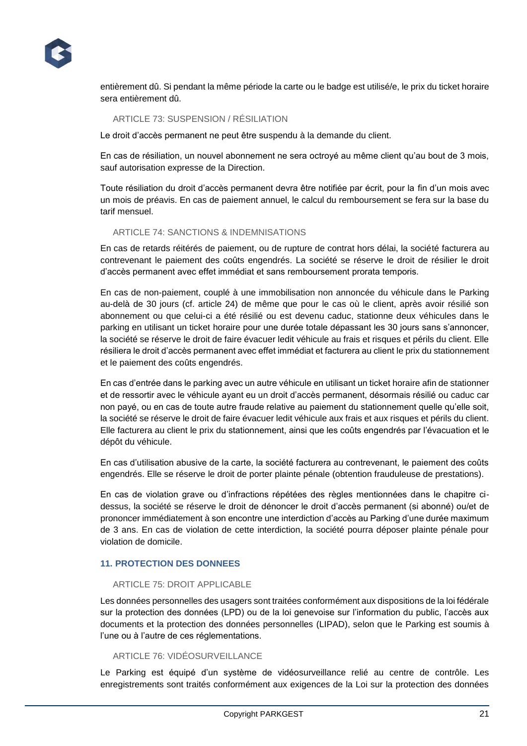entièrement dû. Si pendant la même période la carte ou le badge est utilisé/e, le prix du ticket horaire sera entièrement dû.

### ARTICLE 73: SUSPENSION / RÉSILIATION

Le droit d'accès permanent ne peut être suspendu à la demande du client.

En cas de résiliation, un nouvel abonnement ne sera octroyé au même client qu'au bout de 3 mois, sauf autorisation expresse de la Direction.

Toute résiliation du droit d'accès permanent devra être notifiée par écrit, pour la fin d'un mois avec un mois de préavis. En cas de paiement annuel, le calcul du remboursement se fera sur la base du tarif mensuel.

### ARTICLE 74: SANCTIONS & INDEMNISATIONS

En cas de retards réitérés de paiement, ou de rupture de contrat hors délai, la société facturera au contrevenant le paiement des coûts engendrés. La société se réserve le droit de résilier le droit d'accès permanent avec effet immédiat et sans remboursement prorata temporis.

En cas de non-paiement, couplé à une immobilisation non annoncée du véhicule dans le Parking au-delà de 30 jours (cf. article 24) de même que pour le cas où le client, après avoir résilié son abonnement ou que celui-ci a été résilié ou est devenu caduc, stationne deux véhicules dans le parking en utilisant un ticket horaire pour une durée totale dépassant les 30 jours sans s'annoncer, la société se réserve le droit de faire évacuer ledit véhicule au frais et risques et périls du client. Elle résiliera le droit d'accès permanent avec effet immédiat et facturera au client le prix du stationnement et le paiement des coûts engendrés.

En cas d'entrée dans le parking avec un autre véhicule en utilisant un ticket horaire afin de stationner et de ressortir avec le véhicule ayant eu un droit d'accès permanent, désormais résilié ou caduc car non payé, ou en cas de toute autre fraude relative au paiement du stationnement quelle qu'elle soit, la société se réserve le droit de faire évacuer ledit véhicule aux frais et aux risques et périls du client. Elle facturera au client le prix du stationnement, ainsi que les coûts engendrés par l'évacuation et le dépôt du véhicule.

En cas d'utilisation abusive de la carte, la société facturera au contrevenant, le paiement des coûts engendrés. Elle se réserve le droit de porter plainte pénale (obtention frauduleuse de prestations).

En cas de violation grave ou d'infractions répétées des règles mentionnées dans le chapitre ci-dessus, la société se réserve le droit de dénoncer le droit d'accès permanent (si abonné) ou/et de prononcer immédiatement à son encontre une interdiction d'accès au Parking d'une durée maximum de 3 ans. En cas de violation de cette interdiction, la société pourra déposer plainte pénale pour violation de domicile.

## 11. PROTECTION DES DONNEES

### ARTICLE 75: DROIT APPLICABLE

Les données personnelles des usagers sont traitées conformément aux dispositions de la loi fédérale sur la protection des données (LPD) ou de la loi genevoise sur l'information du public, l'accès aux documents et la protection des données personnelles (LIPAD), selon que le Parking est soumis à l'une ou à l'autre de ces réglementations.

### ARTICLE 76: VIDÉOSURVEILLANCE

Le Parking est équipé d'un système de vidéosurveillance relié au centre de contrôle. Les enregistrements sont traités conformément aux exigences de la Loi sur la protection des données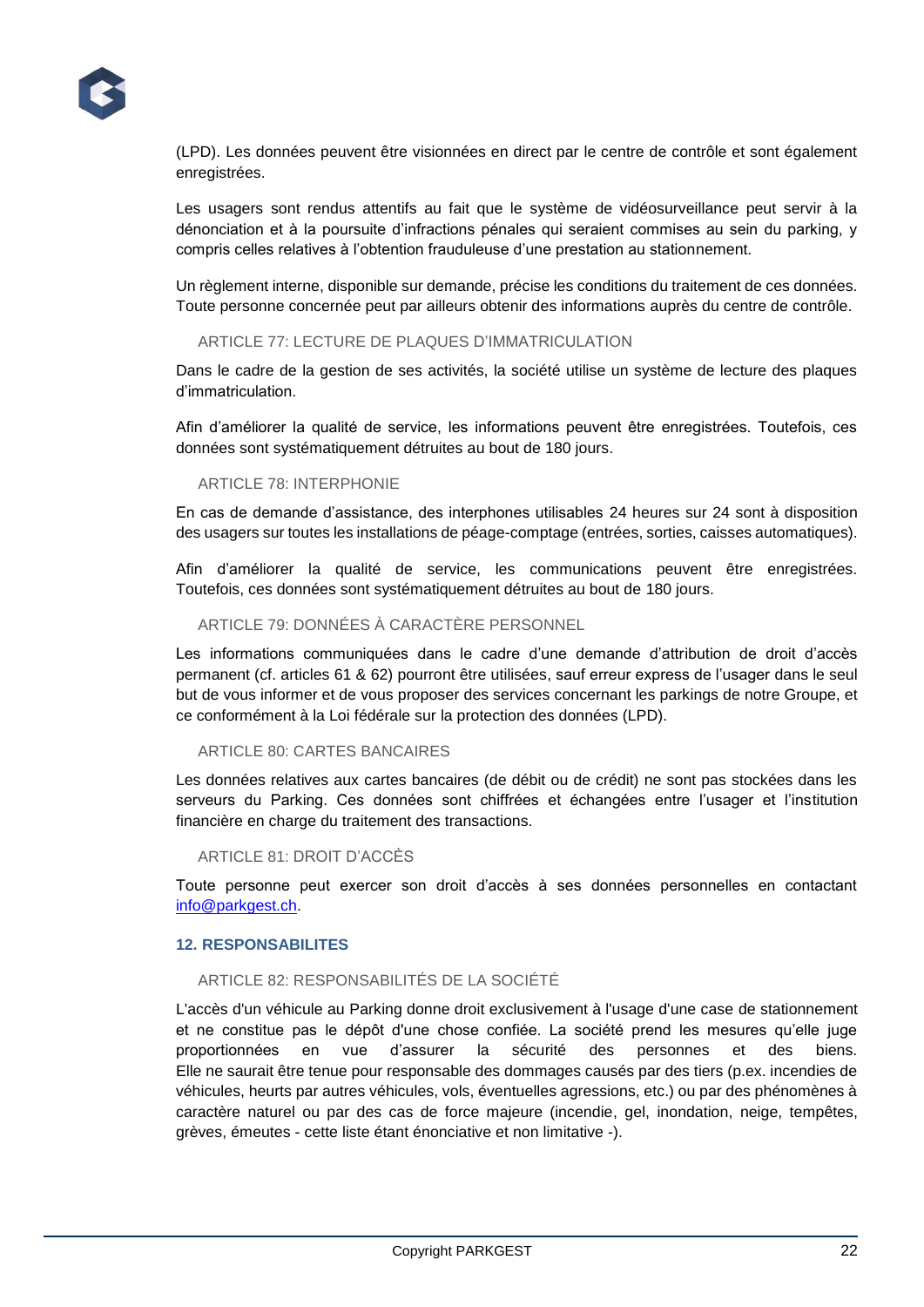(LPD). Les données peuvent être visionnées en direct par le centre de contrôle et sont également enregistrées.

Les usagers sont rendus attentifs au fait que le système de vidéosurveillance peut servir à la dénonciation et à la poursuite d'infractions pénales qui seraient commises au sein du parking, y compris celles relatives à l'obtention frauduleuse d'une prestation au stationnement.

Un règlement interne, disponible sur demande, précise les conditions du traitement de ces données. Toute personne concernée peut par ailleurs obtenir des informations auprès du centre de contrôle.

### ARTICLE 77: LECTURE DE PLAQUES D'IMMATRICULATION

Dans le cadre de la gestion de ses activités, la société utilise un système de lecture des plaques d'immatriculation.

Afin d'améliorer la qualité de service, les informations peuvent être enregistrées. Toutefois, ces données sont systématiquement détruites au bout de 180 jours.

### ARTICLE 78: INTERPHONIE

En cas de demande d'assistance, des interphones utilisables 24 heures sur 24 sont à disposition des usagers sur toutes les installations de péage-comptage (entrées, sorties, caisses automatiques).

Afin d'améliorer la qualité de service, les communications peuvent être enregistrées. Toutefois, ces données sont systématiquement détruites au bout de 180 jours.

### ARTICLE 79: DONNÉES À CARACTÈRE PERSONNEL

Les informations communiquées dans le cadre d'une demande d'attribution de droit d'accès permanent (cf. articles 61 & 62) pourront être utilisées, sauf erreur express de l'usager dans le seul but de vous informer et de vous proposer des services concernant les parkings de notre Groupe, et ce conformément à la Loi fédérale sur la protection des données (LPD).

### ARTICLE 80: CARTES BANCAIRES

Les données relatives aux cartes bancaires (de débit ou de crédit) ne sont pas stockées dans les serveurs du Parking. Ces données sont chiffrées et échangées entre l'usager et l'institution financière en charge du traitement des transactions.

### ARTICLE 81: DROIT D'ACCÈS

Toute personne peut exercer son droit d'accès à ses données personnelles en contactant info@parkgest.ch.

## 12. RESPONSABILITES

### ARTICLE 82: RESPONSABILITÉS DE LA SOCIÉTÉ

L'accès d'un véhicule au Parking donne droit exclusivement à l'usage d'une case de stationnement et ne constitue pas le dépôt d'une chose confiée. La société prend les mesures qu'elle juge proportionnées en vue d'assurer la sécurité des personnes et des biens. Elle ne saurait être tenue pour responsable des dommages causés par des tiers (p.ex. incendies de véhicules, heurts par autres véhicules, vols, éventuelles agressions, etc.) ou par des phénomènes à caractère naturel ou par des cas de force majeure (incendie, gel, inondation, neige, tempêtes, grèves, émeutes - cette liste étant énonciative et non limitative -).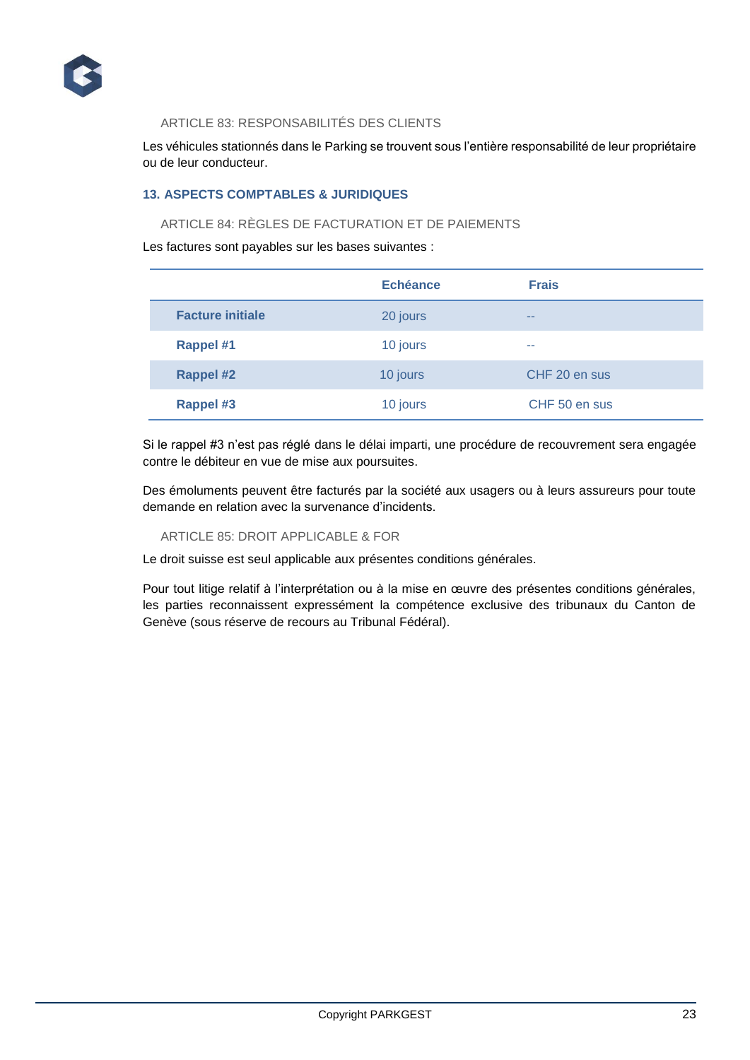### ARTICLE 83: RESPONSABILITÉS DES CLIENTS

Les véhicules stationnés dans le Parking se trouvent sous l'entière responsabilité de leur propriétaire ou de leur conducteur.

## 13. ASPECTS COMPTABLES & JURIDIQUES

### ARTICLE 84: RÈGLES DE FACTURATION ET DE PAIEMENTS

Les factures sont payables sur les bases suivantes :

| | Echéance | Frais |
|---|---|---|
| **Facture initiale** | 20 jours | -- |
| **Rappel #1** | 10 jours | -- |
| **Rappel #2** | 10 jours | CHF 20 en sus |
| **Rappel #3** | 10 jours | CHF 50 en sus |

Si le rappel #3 n'est pas réglé dans le délai imparti, une procédure de recouvrement sera engagée contre le débiteur en vue de mise aux poursuites.

Des émoluments peuvent être facturés par la société aux usagers ou à leurs assureurs pour toute demande en relation avec la survenance d'incidents.

### ARTICLE 85: DROIT APPLICABLE & FOR

Le droit suisse est seul applicable aux présentes conditions générales.

Pour tout litige relatif à l'interprétation ou à la mise en œuvre des présentes conditions générales, les parties reconnaissent expressément la compétence exclusive des tribunaux du Canton de Genève (sous réserve de recours au Tribunal Fédéral).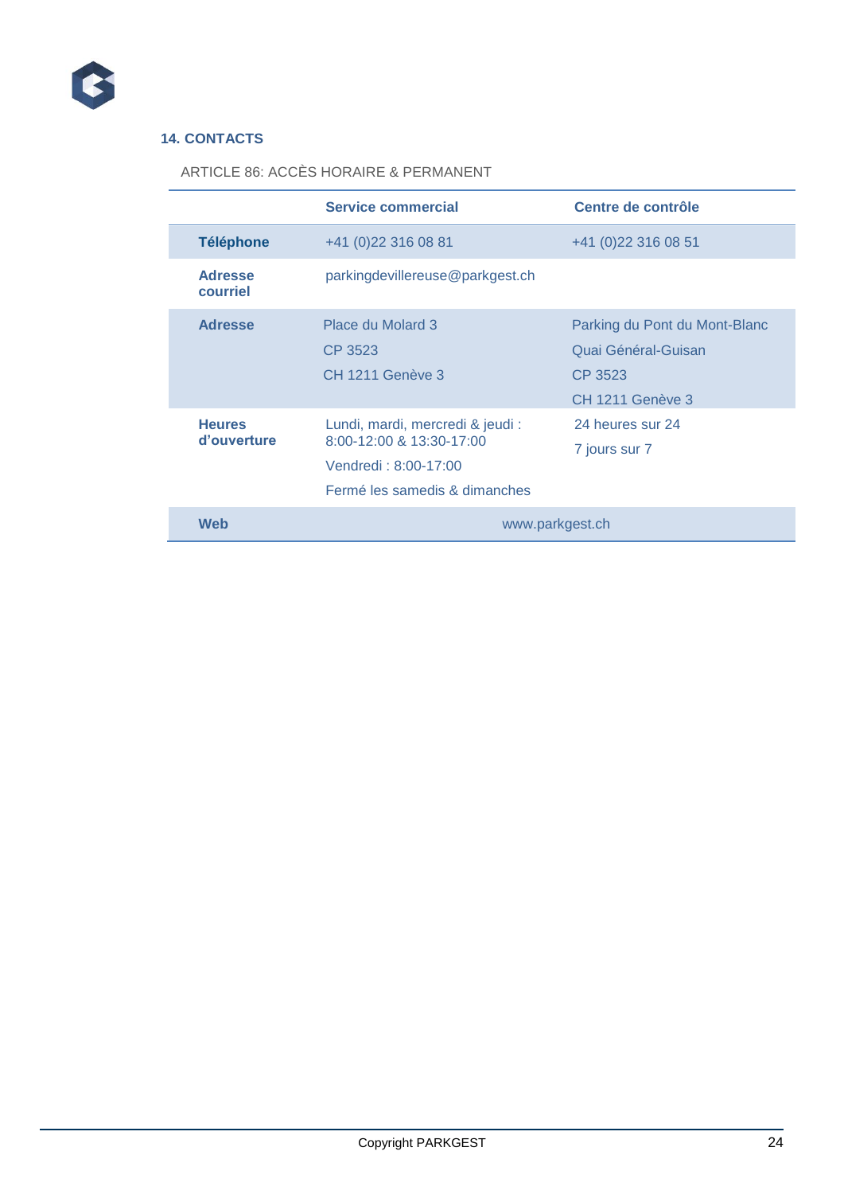## 14. CONTACTS

ARTICLE 86: ACCÈS HORAIRE & PERMANENT

| | Service commercial | Centre de contrôle |
|---|---|---|
| **Téléphone** | +41 (0)22 316 08 81 | +41 (0)22 316 08 51 |
| **Adresse courriel** | parkingdevillereuse@parkgest.ch | |
| **Adresse** | Place du Molard 3<br>CP 3523<br>CH 1211 Genève 3 | Parking du Pont du Mont-Blanc<br>Quai Général-Guisan<br>CP 3523<br>CH 1211 Genève 3 |
| **Heures d'ouverture** | Lundi, mardi, mercredi & jeudi : 8:00-12:00 & 13:30-17:00<br>Vendredi : 8:00-17:00<br>Fermé les samedis & dimanches | 24 heures sur 24<br>7 jours sur 7 |
| **Web** | www.parkgest.ch | |

Copyright PARKGEST